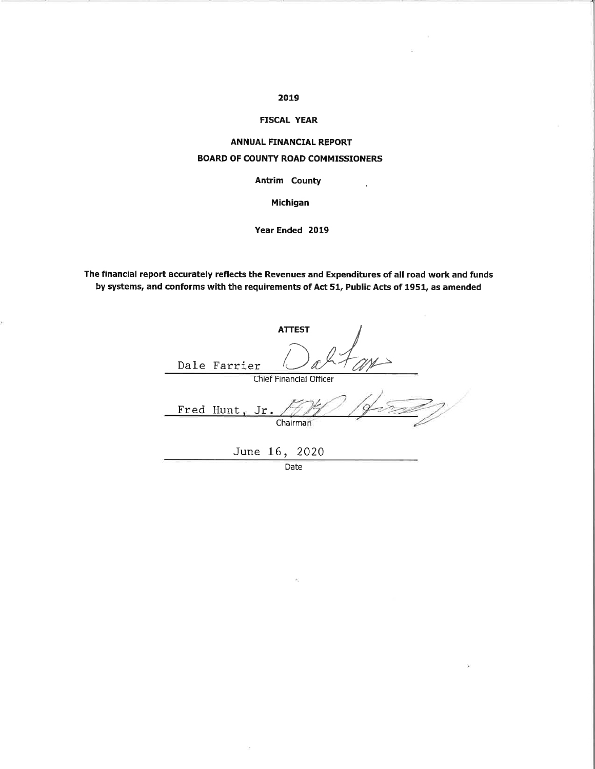**2019**

**FISCAL YEAR**

**ANNUAL FINANCIAL REPORT**

**BOARD OF COUNTY ROAD COMMISSIONERS**

**Antrim County**

**Michigan**

**Year Ended 2019**

**The financial report accurately reflects the Revenues and Expenditures of all road work and funds by systems, and conforms with the requirements of Act 51, Public Acts of 1951, as amended**

**ATTEST**

Dale Farrier
Chief Financial Officer

Fred Hunt, Jr.
Chairman

June 16, 2020
Date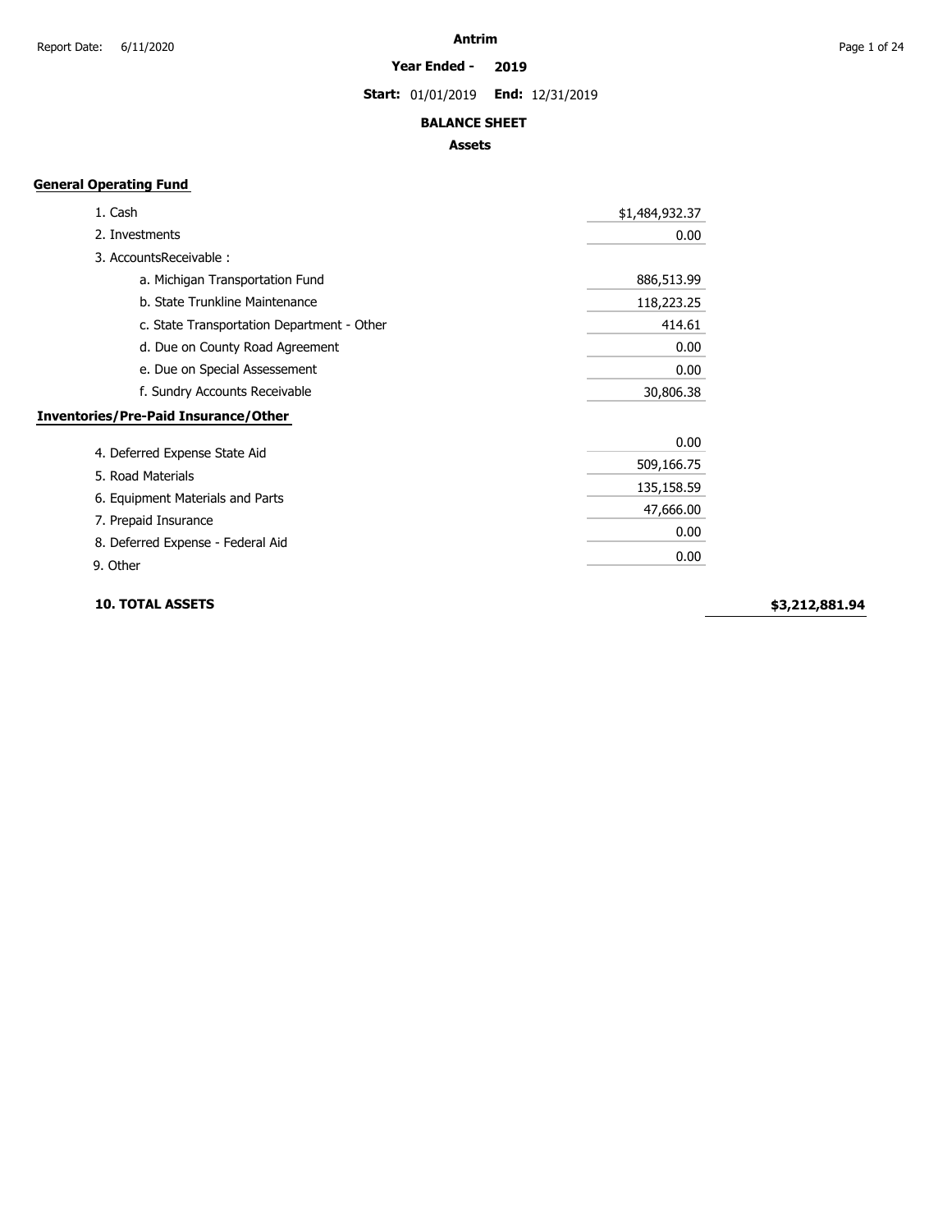# Antrim

**Year Ended - 2019**

**Start:** 01/01/2019 **End:** 12/31/2019

## BALANCE SHEET

### Assets

**General Operating Fund**

| Item | Amount |
|---|---|
| 1. Cash | $1,484,932.37 |
| 2. Investments | 0.00 |
| 3. AccountsReceivable : | |
| a. Michigan Transportation Fund | 886,513.99 |
| b. State Trunkline Maintenance | 118,223.25 |
| c. State Transportation Department - Other | 414.61 |
| d. Due on County Road Agreement | 0.00 |
| e. Due on Special Assesement | 0.00 |
| f. Sundry Accounts Receivable | 30,806.38 |

**Inventories/Pre-Paid Insurance/Other**

| Item | Amount |
|---|---|
| 4. Deferred Expense State Aid | 0.00 |
| 5. Road Materials | 509,166.75 |
| 6. Equipment Materials and Parts | 135,158.59 |
| 7. Prepaid Insurance | 47,666.00 |
| 8. Deferred Expense - Federal Aid | 0.00 |
| 9. Other | 0.00 |

**10. TOTAL ASSETS** **$3,212,881.94**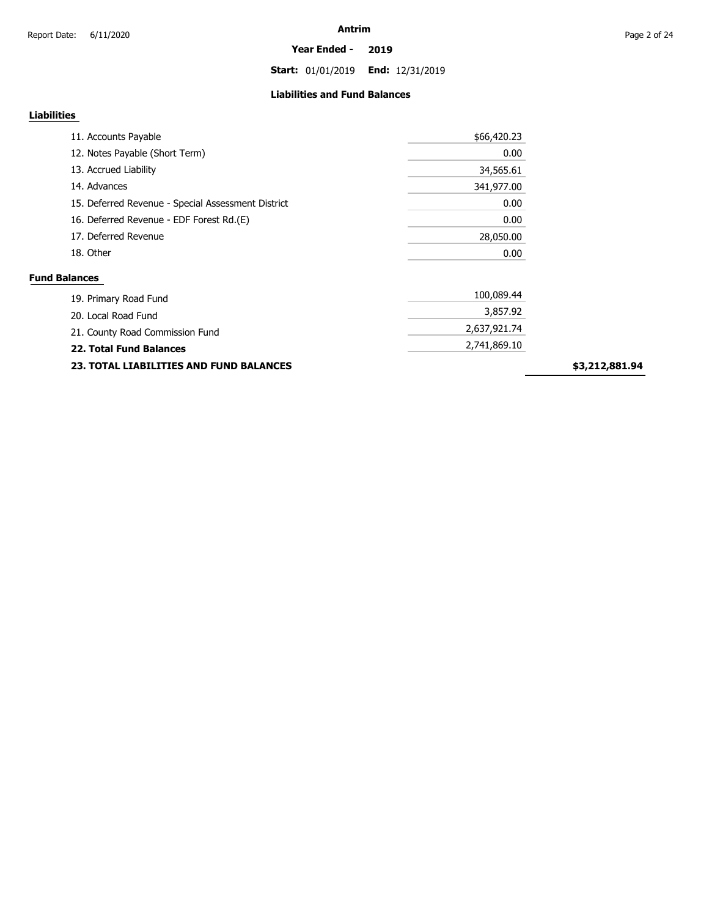Report Date: 6/11/2020

**Antrim**

**Year Ended - 2019**

**Start:** 01/01/2019 **End:** 12/31/2019

### Liabilities and Fund Balances

**Liabilities**

| Item | Amount | Total |
|---|---|---|
| 11. Accounts Payable | $66,420.23 | |
| 12. Notes Payable (Short Term) | 0.00 | |
| 13. Accrued Liability | 34,565.61 | |
| 14. Advances | 341,977.00 | |
| 15. Deferred Revenue - Special Assessment District | 0.00 | |
| 16. Deferred Revenue - EDF Forest Rd.(E) | 0.00 | |
| 17. Deferred Revenue | 28,050.00 | |
| 18. Other | 0.00 | |

**Fund Balances**

| Item | Amount | Total |
|---|---|---|
| 19. Primary Road Fund | 100,089.44 | |
| 20. Local Road Fund | 3,857.92 | |
| 21. County Road Commission Fund | 2,637,921.74 | |
| **22. Total Fund Balances** | 2,741,869.10 | |
| **23. TOTAL LIABILITIES AND FUND BALANCES** | | **$3,212,881.94** |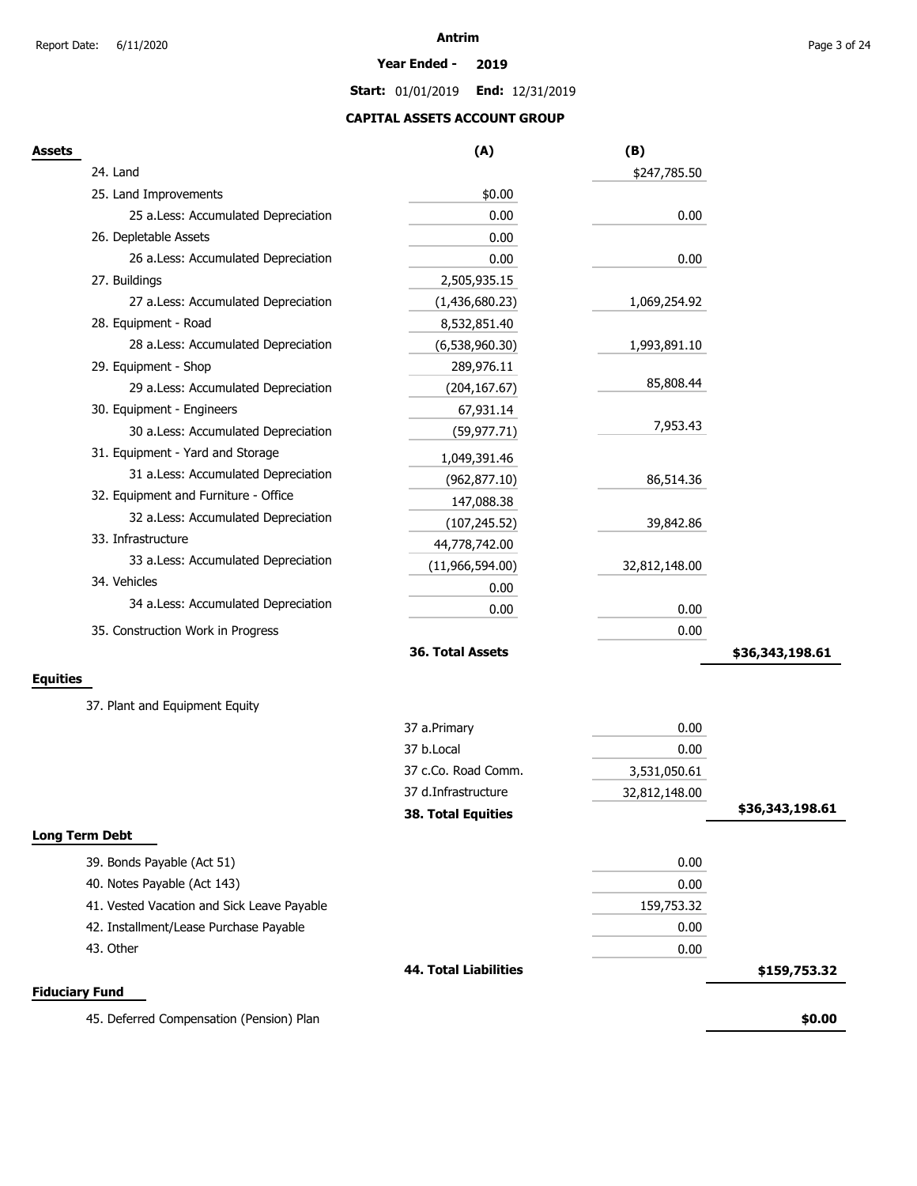# Antrim

**Year Ended - 2019**

**Start:** 01/01/2019 **End:** 12/31/2019

## CAPITAL ASSETS ACCOUNT GROUP

| Assets | (A) | (B) | |
|---|---|---|---|
| 24. Land | | $247,785.50 | |
| 25. Land Improvements | $0.00 | | |
| 25 a.Less: Accumulated Depreciation | 0.00 | 0.00 | |
| 26. Depletable Assets | 0.00 | | |
| 26 a.Less: Accumulated Depreciation | 0.00 | 0.00 | |
| 27. Buildings | 2,505,935.15 | | |
| 27 a.Less: Accumulated Depreciation | (1,436,680.23) | 1,069,254.92 | |
| 28. Equipment - Road | 8,532,851.40 | | |
| 28 a.Less: Accumulated Depreciation | (6,538,960.30) | 1,993,891.10 | |
| 29. Equipment - Shop | 289,976.11 | | |
| 29 a.Less: Accumulated Depreciation | (204,167.67) | 85,808.44 | |
| 30. Equipment - Engineers | 67,931.14 | | |
| 30 a.Less: Accumulated Depreciation | (59,977.71) | 7,953.43 | |
| 31. Equipment - Yard and Storage | 1,049,391.46 | | |
| 31 a.Less: Accumulated Depreciation | (962,877.10) | 86,514.36 | |
| 32. Equipment and Furniture - Office | 147,088.38 | | |
| 32 a.Less: Accumulated Depreciation | (107,245.52) | 39,842.86 | |
| 33. Infrastructure | 44,778,742.00 | | |
| 33 a.Less: Accumulated Depreciation | (11,966,594.00) | 32,812,148.00 | |
| 34. Vehicles | 0.00 | | |
| 34 a.Less: Accumulated Depreciation | 0.00 | 0.00 | |
| 35. Construction Work in Progress | | 0.00 | |
| | **36. Total Assets** | | **$36,343,198.61** |

## Equities

| | | | |
|---|---|---|---|
| 37. Plant and Equipment Equity | | | |
| | 37 a.Primary | 0.00 | |
| | 37 b.Local | 0.00 | |
| | 37 c.Co. Road Comm. | 3,531,050.61 | |
| | 37 d.Infrastructure | 32,812,148.00 | |
| | **38. Total Equities** | | **$36,343,198.61** |

## Long Term Debt

| | | | |
|---|---|---|---|
| 39. Bonds Payable (Act 51) | | 0.00 | |
| 40. Notes Payable (Act 143) | | 0.00 | |
| 41. Vested Vacation and Sick Leave Payable | | 159,753.32 | |
| 42. Installment/Lease Purchase Payable | | 0.00 | |
| 43. Other | | 0.00 | |
| | **44. Total Liabilities** | | **$159,753.32** |

## Fiduciary Fund

| | |
|---|---|
| 45. Deferred Compensation (Pension) Plan | **$0.00** |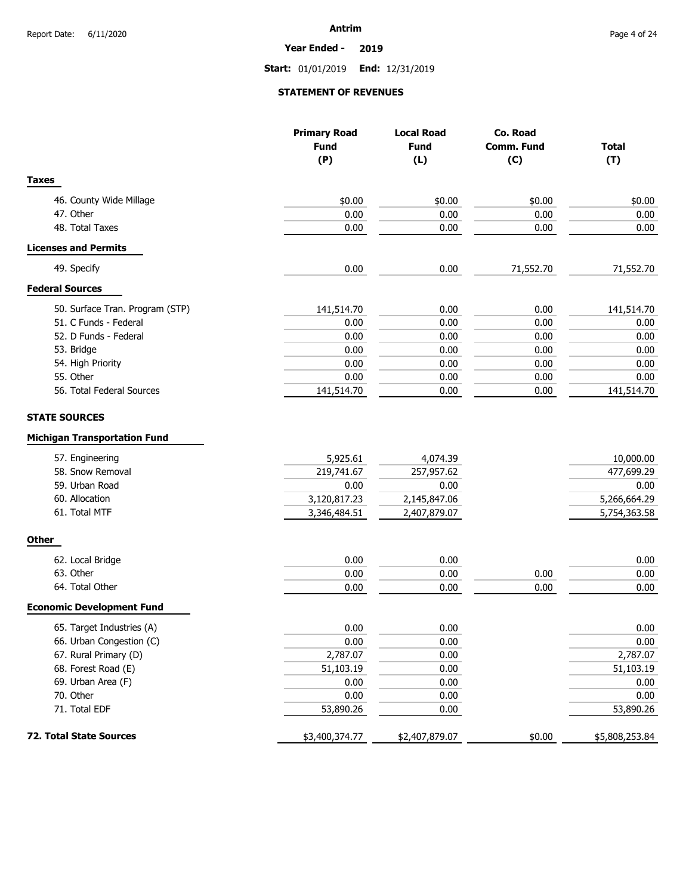**Antrim**

**Year Ended - 2019**

**Start:** 01/01/2019 **End:** 12/31/2019

## STATEMENT OF REVENUES

| | Primary Road Fund (P) | Local Road Fund (L) | Co. Road Comm. Fund (C) | Total (T) |
|---|---|---|---|---|
| **Taxes** | | | | |
| 46. County Wide Millage | $0.00 | $0.00 | $0.00 | $0.00 |
| 47. Other | 0.00 | 0.00 | 0.00 | 0.00 |
| 48. Total Taxes | 0.00 | 0.00 | 0.00 | 0.00 |
| **Licenses and Permits** | | | | |
| 49. Specify | 0.00 | 0.00 | 71,552.70 | 71,552.70 |
| **Federal Sources** | | | | |
| 50. Surface Tran. Program (STP) | 141,514.70 | 0.00 | 0.00 | 141,514.70 |
| 51. C Funds - Federal | 0.00 | 0.00 | 0.00 | 0.00 |
| 52. D Funds - Federal | 0.00 | 0.00 | 0.00 | 0.00 |
| 53. Bridge | 0.00 | 0.00 | 0.00 | 0.00 |
| 54. High Priority | 0.00 | 0.00 | 0.00 | 0.00 |
| 55. Other | 0.00 | 0.00 | 0.00 | 0.00 |
| 56. Total Federal Sources | 141,514.70 | 0.00 | 0.00 | 141,514.70 |
| **STATE SOURCES** | | | | |
| **Michigan Transportation Fund** | | | | |
| 57. Engineering | 5,925.61 | 4,074.39 | | 10,000.00 |
| 58. Snow Removal | 219,741.67 | 257,957.62 | | 477,699.29 |
| 59. Urban Road | 0.00 | 0.00 | | 0.00 |
| 60. Allocation | 3,120,817.23 | 2,145,847.06 | | 5,266,664.29 |
| 61. Total MTF | 3,346,484.51 | 2,407,879.07 | | 5,754,363.58 |
| **Other** | | | | |
| 62. Local Bridge | 0.00 | 0.00 | | 0.00 |
| 63. Other | 0.00 | 0.00 | 0.00 | 0.00 |
| 64. Total Other | 0.00 | 0.00 | 0.00 | 0.00 |
| **Economic Development Fund** | | | | |
| 65. Target Industries (A) | 0.00 | 0.00 | | 0.00 |
| 66. Urban Congestion (C) | 0.00 | 0.00 | | 0.00 |
| 67. Rural Primary (D) | 2,787.07 | 0.00 | | 2,787.07 |
| 68. Forest Road (E) | 51,103.19 | 0.00 | | 51,103.19 |
| 69. Urban Area (F) | 0.00 | 0.00 | | 0.00 |
| 70. Other | 0.00 | 0.00 | | 0.00 |
| 71. Total EDF | 53,890.26 | 0.00 | | 53,890.26 |
| **72. Total State Sources** | $3,400,374.77 | $2,407,879.07 | $0.00 | $5,808,253.84 |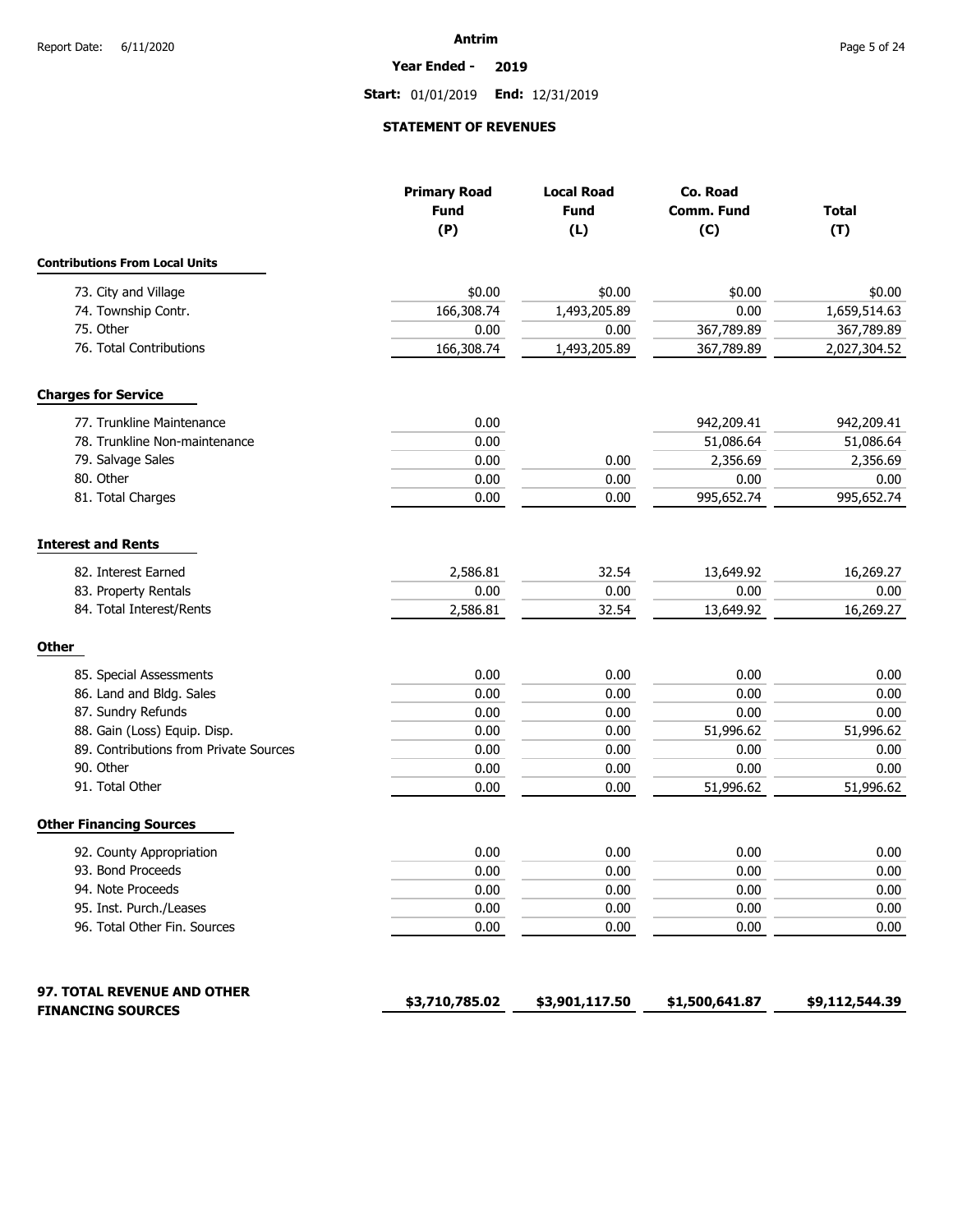# Antrim

**Year Ended - 2019**

**Start:** 01/01/2019 **End:** 12/31/2019

## STATEMENT OF REVENUES

| | Primary Road Fund (P) | Local Road Fund (L) | Co. Road Comm. Fund (C) | Total (T) |
|---|---|---|---|---|
| **Contributions From Local Units** | | | | |
| 73. City and Village | $0.00 | $0.00 | $0.00 | $0.00 |
| 74. Township Contr. | 166,308.74 | 1,493,205.89 | 0.00 | 1,659,514.63 |
| 75. Other | 0.00 | 0.00 | 367,789.89 | 367,789.89 |
| 76. Total Contributions | 166,308.74 | 1,493,205.89 | 367,789.89 | 2,027,304.52 |
| **Charges for Service** | | | | |
| 77. Trunkline Maintenance | 0.00 | | 942,209.41 | 942,209.41 |
| 78. Trunkline Non-maintenance | 0.00 | | 51,086.64 | 51,086.64 |
| 79. Salvage Sales | 0.00 | 0.00 | 2,356.69 | 2,356.69 |
| 80. Other | 0.00 | 0.00 | 0.00 | 0.00 |
| 81. Total Charges | 0.00 | 0.00 | 995,652.74 | 995,652.74 |
| **Interest and Rents** | | | | |
| 82. Interest Earned | 2,586.81 | 32.54 | 13,649.92 | 16,269.27 |
| 83. Property Rentals | 0.00 | 0.00 | 0.00 | 0.00 |
| 84. Total Interest/Rents | 2,586.81 | 32.54 | 13,649.92 | 16,269.27 |
| **Other** | | | | |
| 85. Special Assessments | 0.00 | 0.00 | 0.00 | 0.00 |
| 86. Land and Bldg. Sales | 0.00 | 0.00 | 0.00 | 0.00 |
| 87. Sundry Refunds | 0.00 | 0.00 | 0.00 | 0.00 |
| 88. Gain (Loss) Equip. Disp. | 0.00 | 0.00 | 51,996.62 | 51,996.62 |
| 89. Contributions from Private Sources | 0.00 | 0.00 | 0.00 | 0.00 |
| 90. Other | 0.00 | 0.00 | 0.00 | 0.00 |
| 91. Total Other | 0.00 | 0.00 | 51,996.62 | 51,996.62 |
| **Other Financing Sources** | | | | |
| 92. County Appropriation | 0.00 | 0.00 | 0.00 | 0.00 |
| 93. Bond Proceeds | 0.00 | 0.00 | 0.00 | 0.00 |
| 94. Note Proceeds | 0.00 | 0.00 | 0.00 | 0.00 |
| 95. Inst. Purch./Leases | 0.00 | 0.00 | 0.00 | 0.00 |
| 96. Total Other Fin. Sources | 0.00 | 0.00 | 0.00 | 0.00 |
| **97. TOTAL REVENUE AND OTHER FINANCING SOURCES** | **$3,710,785.02** | **$3,901,117.50** | **$1,500,641.87** | **$9,112,544.39** |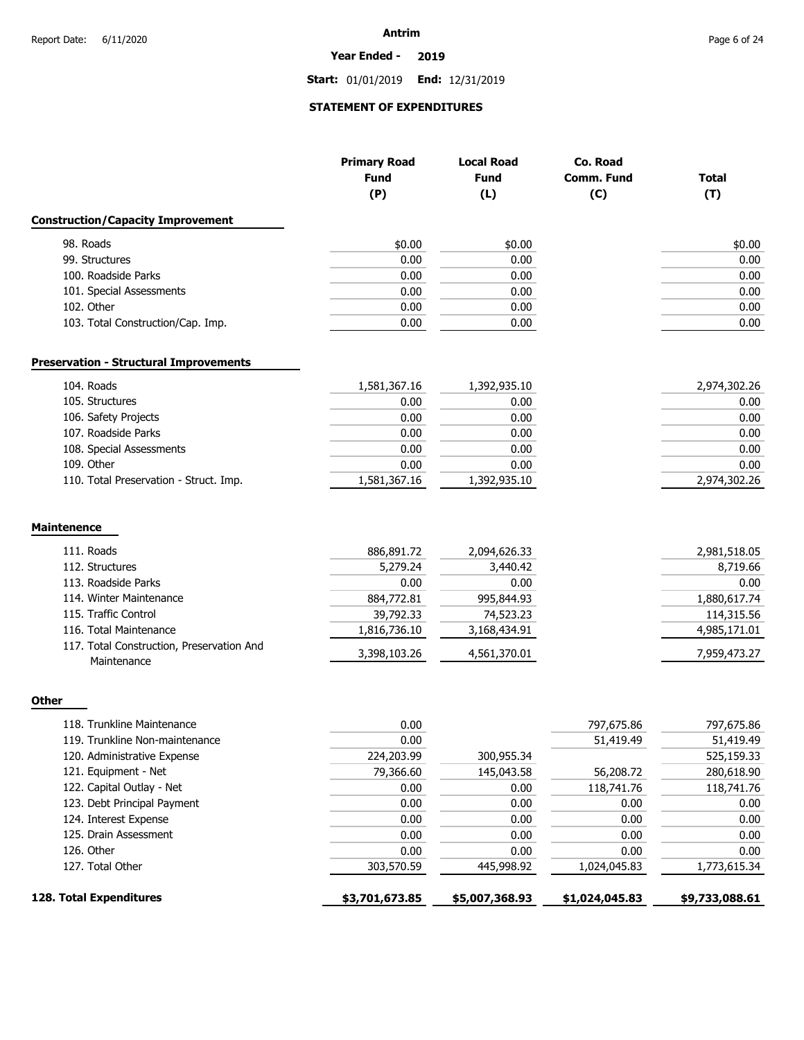**Antrim**

**Year Ended - 2019**

**Start:** 01/01/2019 **End:** 12/31/2019

## STATEMENT OF EXPENDITURES

| | Primary Road Fund (P) | Local Road Fund (L) | Co. Road Comm. Fund (C) | Total (T) |
|---|---|---|---|---|
| **Construction/Capacity Improvement** | | | | |
| 98. Roads | $0.00 | $0.00 | | $0.00 |
| 99. Structures | 0.00 | 0.00 | | 0.00 |
| 100. Roadside Parks | 0.00 | 0.00 | | 0.00 |
| 101. Special Assessments | 0.00 | 0.00 | | 0.00 |
| 102. Other | 0.00 | 0.00 | | 0.00 |
| 103. Total Construction/Cap. Imp. | 0.00 | 0.00 | | 0.00 |
| **Preservation - Structural Improvements** | | | | |
| 104. Roads | 1,581,367.16 | 1,392,935.10 | | 2,974,302.26 |
| 105. Structures | 0.00 | 0.00 | | 0.00 |
| 106. Safety Projects | 0.00 | 0.00 | | 0.00 |
| 107. Roadside Parks | 0.00 | 0.00 | | 0.00 |
| 108. Special Assessments | 0.00 | 0.00 | | 0.00 |
| 109. Other | 0.00 | 0.00 | | 0.00 |
| 110. Total Preservation - Struct. Imp. | 1,581,367.16 | 1,392,935.10 | | 2,974,302.26 |
| **Maintenence** | | | | |
| 111. Roads | 886,891.72 | 2,094,626.33 | | 2,981,518.05 |
| 112. Structures | 5,279.24 | 3,440.42 | | 8,719.66 |
| 113. Roadside Parks | 0.00 | 0.00 | | 0.00 |
| 114. Winter Maintenance | 884,772.81 | 995,844.93 | | 1,880,617.74 |
| 115. Traffic Control | 39,792.33 | 74,523.23 | | 114,315.56 |
| 116. Total Maintenance | 1,816,736.10 | 3,168,434.91 | | 4,985,171.01 |
| 117. Total Construction, Preservation And Maintenance | 3,398,103.26 | 4,561,370.01 | | 7,959,473.27 |
| **Other** | | | | |
| 118. Trunkline Maintenance | 0.00 | | 797,675.86 | 797,675.86 |
| 119. Trunkline Non-maintenance | 0.00 | | 51,419.49 | 51,419.49 |
| 120. Administrative Expense | 224,203.99 | 300,955.34 | | 525,159.33 |
| 121. Equipment - Net | 79,366.60 | 145,043.58 | 56,208.72 | 280,618.90 |
| 122. Capital Outlay - Net | 0.00 | 0.00 | 118,741.76 | 118,741.76 |
| 123. Debt Principal Payment | 0.00 | 0.00 | 0.00 | 0.00 |
| 124. Interest Expense | 0.00 | 0.00 | 0.00 | 0.00 |
| 125. Drain Assessment | 0.00 | 0.00 | 0.00 | 0.00 |
| 126. Other | 0.00 | 0.00 | 0.00 | 0.00 |
| 127. Total Other | 303,570.59 | 445,998.92 | 1,024,045.83 | 1,773,615.34 |
| **128. Total Expenditures** | **$3,701,673.85** | **$5,007,368.93** | **$1,024,045.83** | **$9,733,088.61** |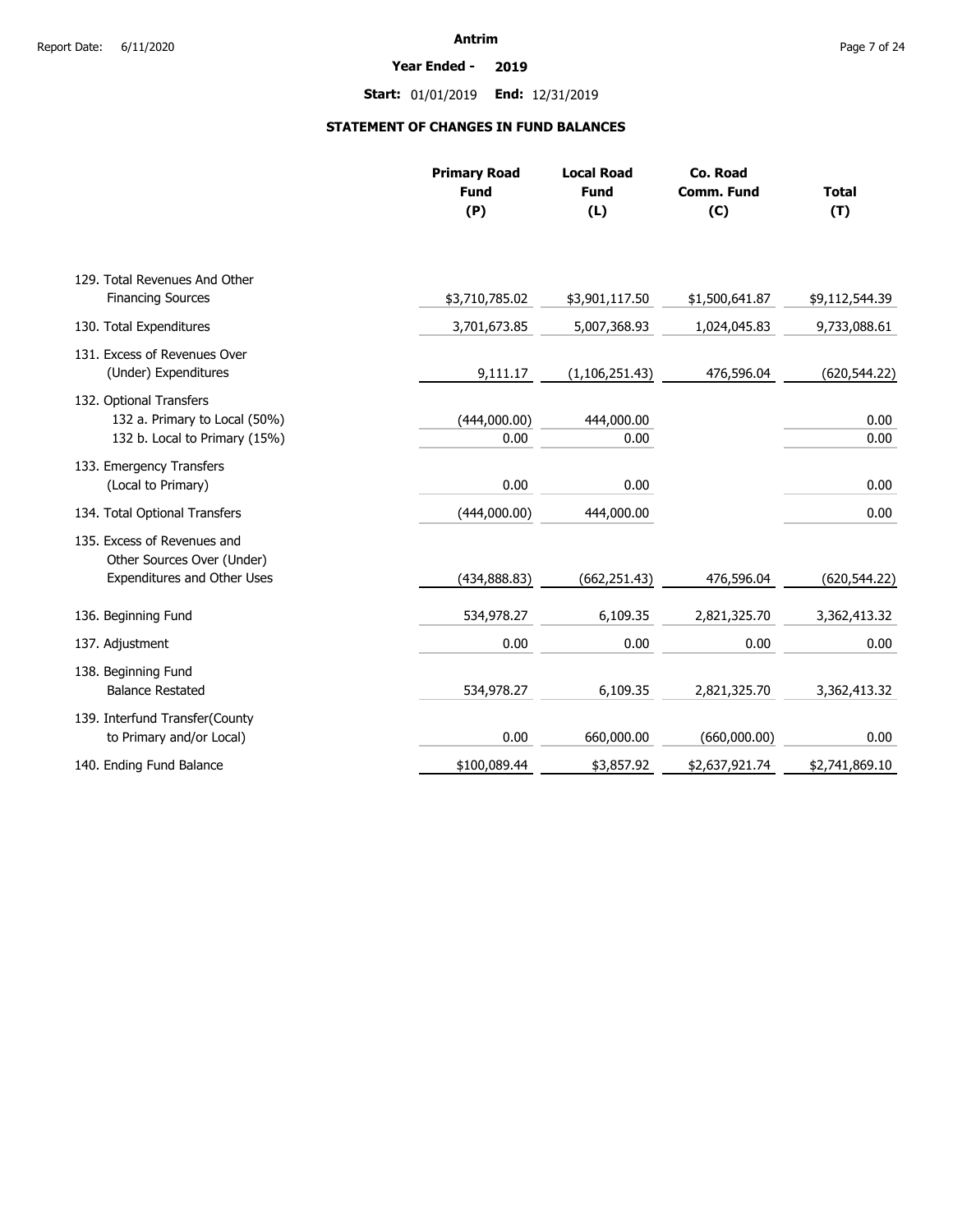# Antrim

**Year Ended - 2019**

**Start:** 01/01/2019 **End:** 12/31/2019

## STATEMENT OF CHANGES IN FUND BALANCES

| | Primary Road Fund (P) | Local Road Fund (L) | Co. Road Comm. Fund (C) | Total (T) |
|---|---|---|---|---|
| 129. Total Revenues And Other Financing Sources | $3,710,785.02 | $3,901,117.50 | $1,500,641.87 | $9,112,544.39 |
| 130. Total Expenditures | 3,701,673.85 | 5,007,368.93 | 1,024,045.83 | 9,733,088.61 |
| 131. Excess of Revenues Over (Under) Expenditures | 9,111.17 | (1,106,251.43) | 476,596.04 | (620,544.22) |
| 132. Optional Transfers | | | | |
| 132 a. Primary to Local (50%) | (444,000.00) | 444,000.00 | | 0.00 |
| 132 b. Local to Primary (15%) | 0.00 | 0.00 | | 0.00 |
| 133. Emergency Transfers (Local to Primary) | 0.00 | 0.00 | | 0.00 |
| 134. Total Optional Transfers | (444,000.00) | 444,000.00 | | 0.00 |
| 135. Excess of Revenues and Other Sources Over (Under) Expenditures and Other Uses | (434,888.83) | (662,251.43) | 476,596.04 | (620,544.22) |
| 136. Beginning Fund | 534,978.27 | 6,109.35 | 2,821,325.70 | 3,362,413.32 |
| 137. Adjustment | 0.00 | 0.00 | 0.00 | 0.00 |
| 138. Beginning Fund Balance Restated | 534,978.27 | 6,109.35 | 2,821,325.70 | 3,362,413.32 |
| 139. Interfund Transfer(County to Primary and/or Local) | 0.00 | 660,000.00 | (660,000.00) | 0.00 |
| 140. Ending Fund Balance | $100,089.44 | $3,857.92 | $2,637,921.74 | $2,741,869.10 |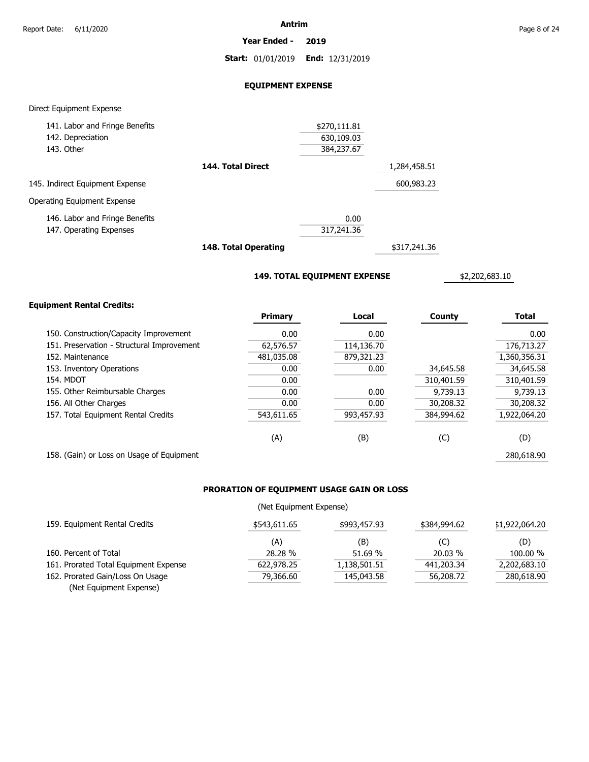Antrim

**Year Ended - 2019**

**Start:** 01/01/2019 **End:** 12/31/2019

## EQUIPMENT EXPENSE

Direct Equipment Expense

| | | | |
|---|---|---|---|
| 141. Labor and Fringe Benefits | | $270,111.81 | |
| 142. Depreciation | | 630,109.03 | |
| 143. Other | | 384,237.67 | |
| | **144. Total Direct** | | 1,284,458.51 |
| 145. Indirect Equipment Expense | | | 600,983.23 |

Operating Equipment Expense

| | | | |
|---|---|---|---|
| 146. Labor and Fringe Benefits | | 0.00 | |
| 147. Operating Expenses | | 317,241.36 | |
| | **148. Total Operating** | | $317,241.36 |

**149. TOTAL EQUIPMENT EXPENSE** $2,202,683.10

### Equipment Rental Credits:

| | Primary | Local | County | Total |
|---|---|---|---|---|
| 150. Construction/Capacity Improvement | 0.00 | 0.00 | | 0.00 |
| 151. Preservation - Structural Improvement | 62,576.57 | 114,136.70 | | 176,713.27 |
| 152. Maintenance | 481,035.08 | 879,321.23 | | 1,360,356.31 |
| 153. Inventory Operations | 0.00 | 0.00 | 34,645.58 | 34,645.58 |
| 154. MDOT | 0.00 | | 310,401.59 | 310,401.59 |
| 155. Other Reimbursable Charges | 0.00 | 0.00 | 9,739.13 | 9,739.13 |
| 156. All Other Charges | 0.00 | 0.00 | 30,208.32 | 30,208.32 |
| 157. Total Equipment Rental Credits | 543,611.65 | 993,457.93 | 384,994.62 | 1,922,064.20 |
| | (A) | (B) | (C) | (D) |
| 158. (Gain) or Loss on Usage of Equipment | | | | 280,618.90 |

### PRORATION OF EQUIPMENT USAGE GAIN OR LOSS

(Net Equipment Expense)

| | (A) | (B) | (C) | (D) |
|---|---|---|---|---|
| 159. Equipment Rental Credits | $543,611.65 | $993,457.93 | $384,994.62 | $1,922,064.20 |
| 160. Percent of Total | 28.28 % | 51.69 % | 20.03 % | 100.00 % |
| 161. Prorated Total Equipment Expense | 622,978.25 | 1,138,501.51 | 441,203.34 | 2,202,683.10 |
| 162. Prorated Gain/Loss On Usage (Net Equipment Expense) | 79,366.60 | 145,043.58 | 56,208.72 | 280,618.90 |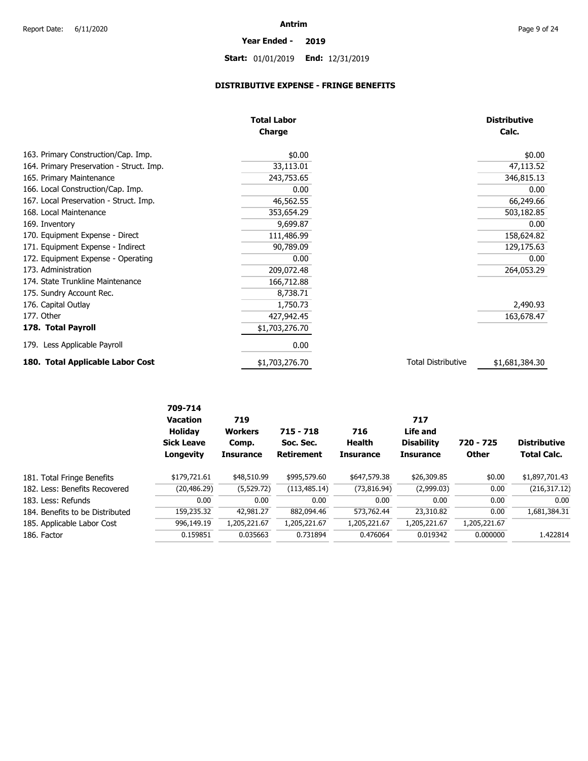# Antrim

**Year Ended - 2019**

**Start:** 01/01/2019 **End:** 12/31/2019

## DISTRIBUTIVE EXPENSE - FRINGE BENEFITS

| | Total Labor Charge | | Distributive Calc. |
|---|---|---|---|
| 163. Primary Construction/Cap. Imp. | $0.00 | | $0.00 |
| 164. Primary Preservation - Struct. Imp. | 33,113.01 | | 47,113.52 |
| 165. Primary Maintenance | 243,753.65 | | 346,815.13 |
| 166. Local Construction/Cap. Imp. | 0.00 | | 0.00 |
| 167. Local Preservation - Struct. Imp. | 46,562.55 | | 66,249.66 |
| 168. Local Maintenance | 353,654.29 | | 503,182.85 |
| 169. Inventory | 9,699.87 | | 0.00 |
| 170. Equipment Expense - Direct | 111,486.99 | | 158,624.82 |
| 171. Equipment Expense - Indirect | 90,789.09 | | 129,175.63 |
| 172. Equipment Expense - Operating | 0.00 | | 0.00 |
| 173. Administration | 209,072.48 | | 264,053.29 |
| 174. State Trunkline Maintenance | 166,712.88 | | |
| 175. Sundry Account Rec. | 8,738.71 | | |
| 176. Capital Outlay | 1,750.73 | | 2,490.93 |
| 177. Other | 427,942.45 | | 163,678.47 |
| **178. Total Payroll** | $1,703,276.70 | | |
| 179. Less Applicable Payroll | 0.00 | | |
| **180. Total Applicable Labor Cost** | $1,703,276.70 | Total Distributive | $1,681,384.30 |

| | 709-714 Vacation Holiday Sick Leave Longevity | 719 Workers Comp. Insurance | 715 - 718 Soc. Sec. Retirement | 716 Health Insurance | 717 Life and Disability Insurance | 720 - 725 Other | Distributive Total Calc. |
|---|---|---|---|---|---|---|---|
| 181. Total Fringe Benefits | $179,721.61 | $48,510.99 | $995,579.60 | $647,579.38 | $26,309.85 | $0.00 | $1,897,701.43 |
| 182. Less: Benefits Recovered | (20,486.29) | (5,529.72) | (113,485.14) | (73,816.94) | (2,999.03) | 0.00 | (216,317.12) |
| 183. Less: Refunds | 0.00 | 0.00 | 0.00 | 0.00 | 0.00 | 0.00 | 0.00 |
| 184. Benefits to be Distributed | 159,235.32 | 42,981.27 | 882,094.46 | 573,762.44 | 23,310.82 | 0.00 | 1,681,384.31 |
| 185. Applicable Labor Cost | 996,149.19 | 1,205,221.67 | 1,205,221.67 | 1,205,221.67 | 1,205,221.67 | 1,205,221.67 | |
| 186. Factor | 0.159851 | 0.035663 | 0.731894 | 0.476064 | 0.019342 | 0.000000 | 1.422814 |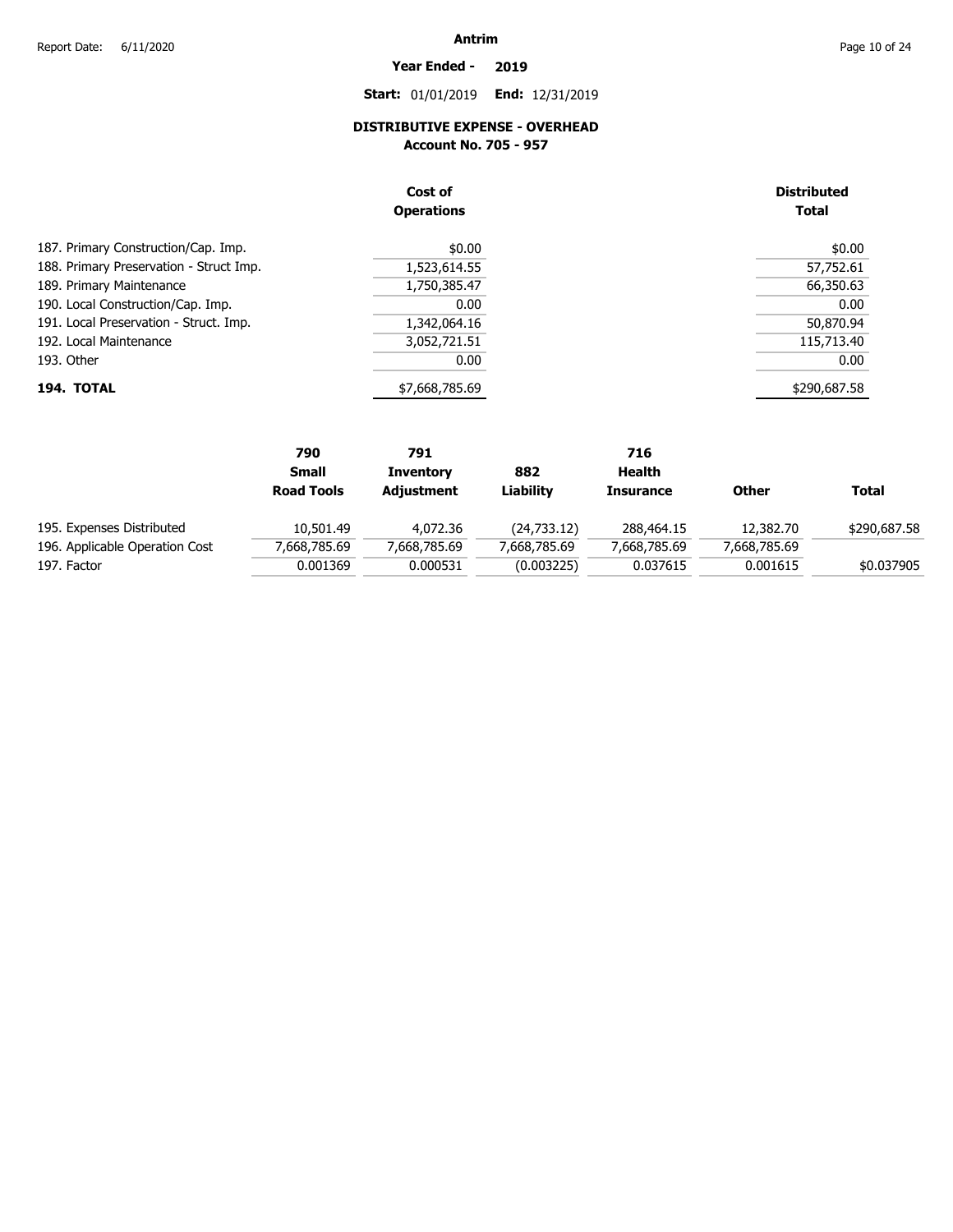# Antrim

**Year Ended - 2019**

**Start:** 01/01/2019 **End:** 12/31/2019

## DISTRIBUTIVE EXPENSE - OVERHEAD
### Account No. 705 - 957

| | Cost of Operations | Distributed Total |
|---|---|---|
| 187. Primary Construction/Cap. Imp. | $0.00 | $0.00 |
| 188. Primary Preservation - Struct Imp. | 1,523,614.55 | 57,752.61 |
| 189. Primary Maintenance | 1,750,385.47 | 66,350.63 |
| 190. Local Construction/Cap. Imp. | 0.00 | 0.00 |
| 191. Local Preservation - Struct. Imp. | 1,342,064.16 | 50,870.94 |
| 192. Local Maintenance | 3,052,721.51 | 115,713.40 |
| 193. Other | 0.00 | 0.00 |
| **194. TOTAL** | $7,668,785.69 | $290,687.58 |

| | 790 Small Road Tools | 791 Inventory Adjustment | 882 Liability | 716 Health Insurance | Other | Total |
|---|---|---|---|---|---|---|
| 195. Expenses Distributed | 10,501.49 | 4,072.36 | (24,733.12) | 288,464.15 | 12,382.70 | $290,687.58 |
| 196. Applicable Operation Cost | 7,668,785.69 | 7,668,785.69 | 7,668,785.69 | 7,668,785.69 | 7,668,785.69 | |
| 197. Factor | 0.001369 | 0.000531 | (0.003225) | 0.037615 | 0.001615 | $0.037905 |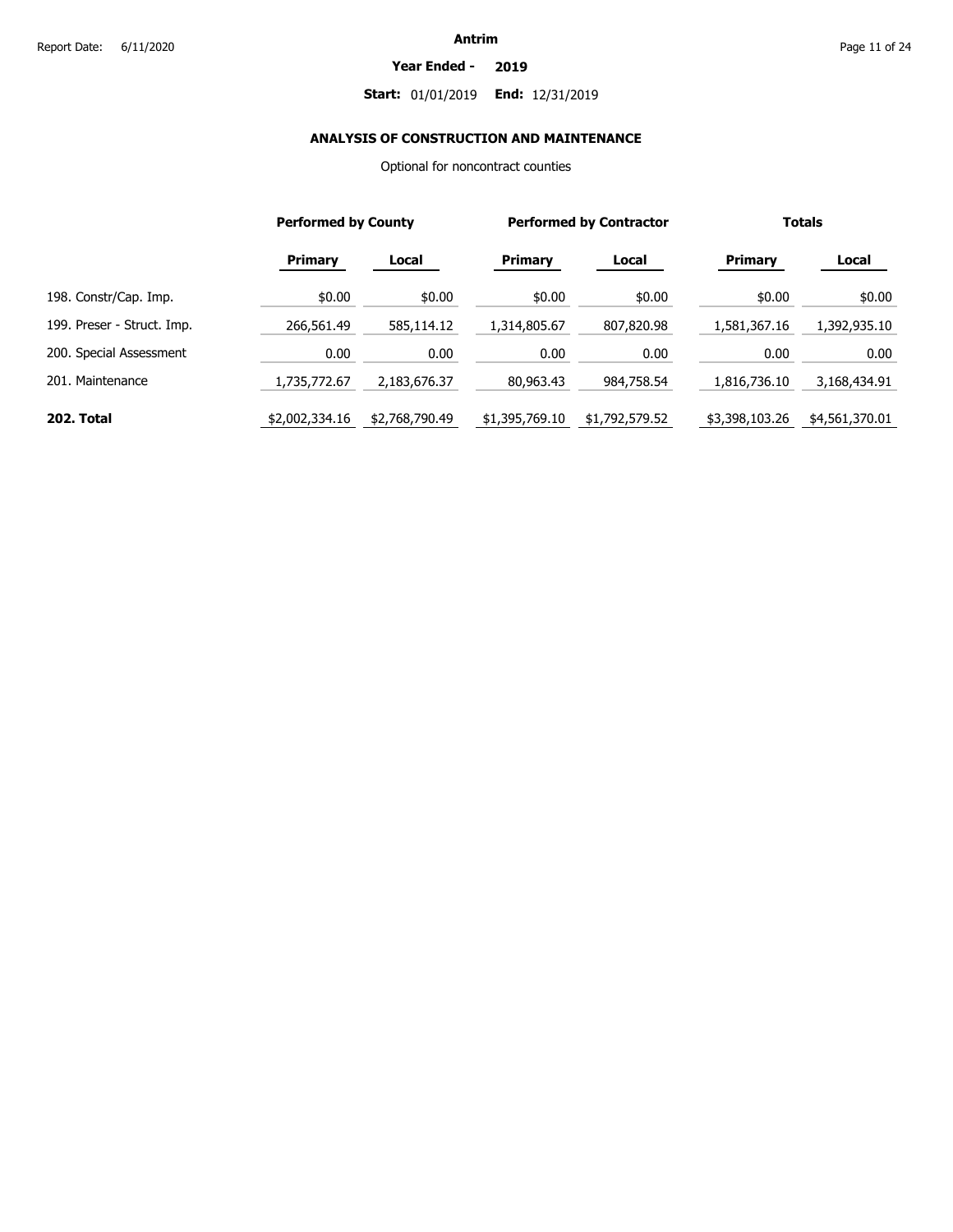**Antrim**

**Year Ended - 2019**

**Start:** 01/01/2019 **End:** 12/31/2019

## ANALYSIS OF CONSTRUCTION AND MAINTENANCE

Optional for noncontract counties

| | Performed by County | | Performed by Contractor | | Totals | |
|---|---|---|---|---|---|---|
| | **Primary** | **Local** | **Primary** | **Local** | **Primary** | **Local** |
| 198. Constr/Cap. Imp. | $0.00 | $0.00 | $0.00 | $0.00 | $0.00 | $0.00 |
| 199. Preser - Struct. Imp. | 266,561.49 | 585,114.12 | 1,314,805.67 | 807,820.98 | 1,581,367.16 | 1,392,935.10 |
| 200. Special Assessment | 0.00 | 0.00 | 0.00 | 0.00 | 0.00 | 0.00 |
| 201. Maintenance | 1,735,772.67 | 2,183,676.37 | 80,963.43 | 984,758.54 | 1,816,736.10 | 3,168,434.91 |
| **202. Total** | $2,002,334.16 | $2,768,790.49 | $1,395,769.10 | $1,792,579.52 | $3,398,103.26 | $4,561,370.01 |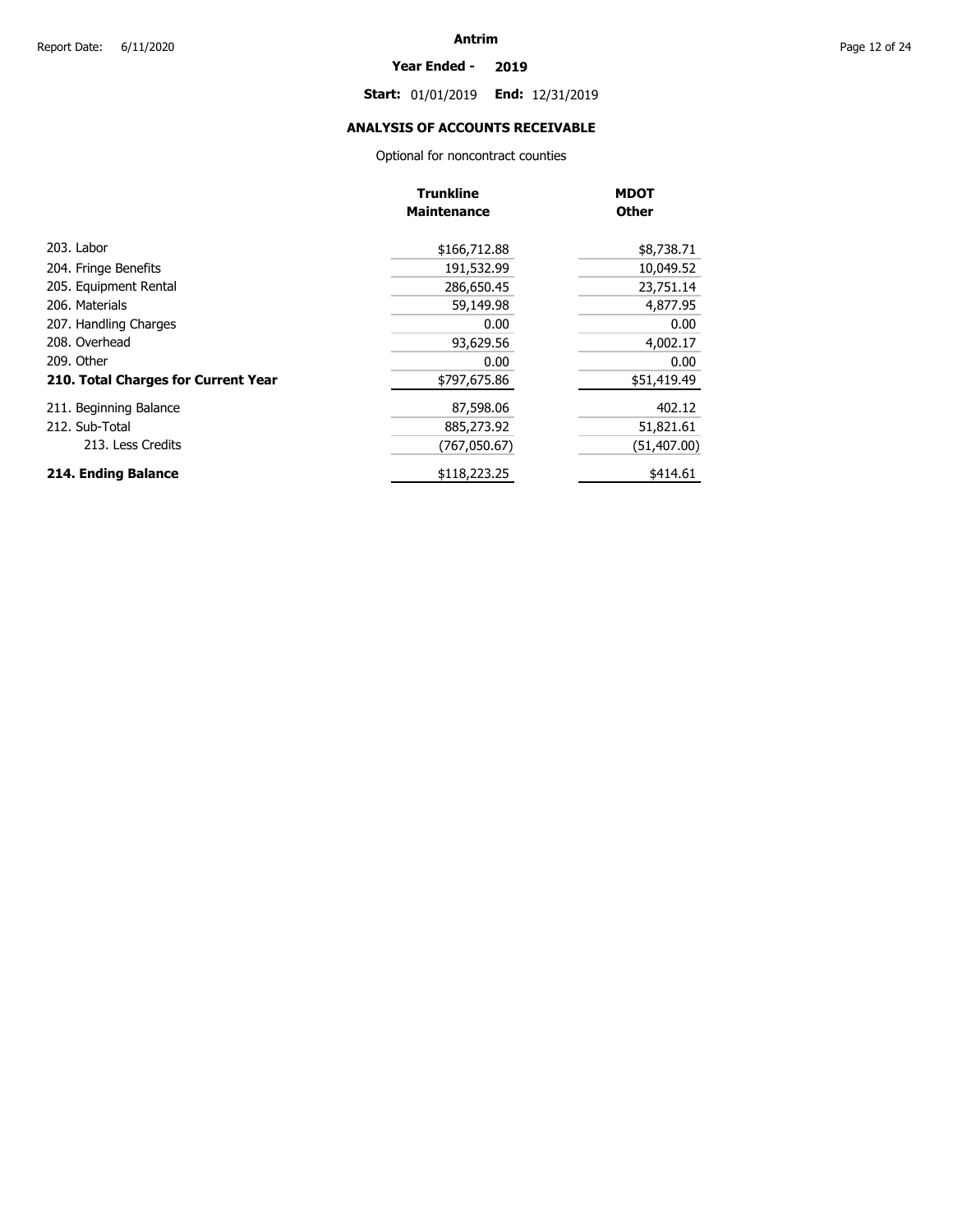**Antrim**

**Year Ended - 2019**

**Start:** 01/01/2019 **End:** 12/31/2019

## ANALYSIS OF ACCOUNTS RECEIVABLE

Optional for noncontract counties

| | Trunkline Maintenance | MDOT Other |
|---|---|---|
| 203. Labor | $166,712.88 | $8,738.71 |
| 204. Fringe Benefits | 191,532.99 | 10,049.52 |
| 205. Equipment Rental | 286,650.45 | 23,751.14 |
| 206. Materials | 59,149.98 | 4,877.95 |
| 207. Handling Charges | 0.00 | 0.00 |
| 208. Overhead | 93,629.56 | 4,002.17 |
| 209. Other | 0.00 | 0.00 |
| **210. Total Charges for Current Year** | $797,675.86 | $51,419.49 |
| 211. Beginning Balance | 87,598.06 | 402.12 |
| 212. Sub-Total | 885,273.92 | 51,821.61 |
| 213. Less Credits | (767,050.67) | (51,407.00) |
| **214. Ending Balance** | $118,223.25 | $414.61 |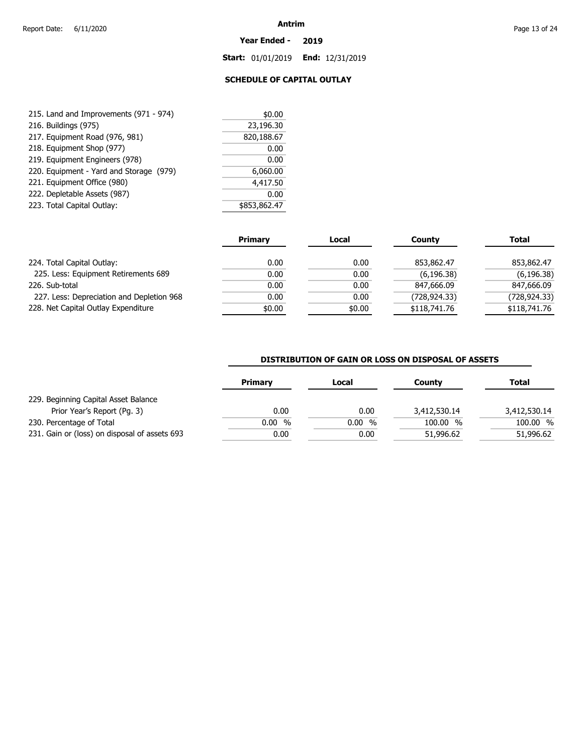**Antrim**

**Year Ended - 2019**

**Start:** 01/01/2019 **End:** 12/31/2019

## SCHEDULE OF CAPITAL OUTLAY

| | |
|---|---|
| 215. Land and Improvements (971 - 974) | $0.00 |
| 216. Buildings (975) | 23,196.30 |
| 217. Equipment Road (976, 981) | 820,188.67 |
| 218. Equipment Shop (977) | 0.00 |
| 219. Equipment Engineers (978) | 0.00 |
| 220. Equipment - Yard and Storage (979) | 6,060.00 |
| 221. Equipment Office (980) | 4,417.50 |
| 222. Depletable Assets (987) | 0.00 |
| 223. Total Capital Outlay: | $853,862.47 |

| | Primary | Local | County | Total |
|---|---|---|---|---|
| 224. Total Capital Outlay: | 0.00 | 0.00 | 853,862.47 | 853,862.47 |
| 225. Less: Equipment Retirements 689 | 0.00 | 0.00 | (6,196.38) | (6,196.38) |
| 226. Sub-total | 0.00 | 0.00 | 847,666.09 | 847,666.09 |
| 227. Less: Depreciation and Depletion 968 | 0.00 | 0.00 | (728,924.33) | (728,924.33) |
| 228. Net Capital Outlay Expenditure | $0.00 | $0.00 | $118,741.76 | $118,741.76 |

### DISTRIBUTION OF GAIN OR LOSS ON DISPOSAL OF ASSETS

| | Primary | Local | County | Total |
|---|---|---|---|---|
| 229. Beginning Capital Asset Balance Prior Year's Report (Pg. 3) | 0.00 | 0.00 | 3,412,530.14 | 3,412,530.14 |
| 230. Percentage of Total | 0.00 % | 0.00 % | 100.00 % | 100.00 % |
| 231. Gain or (loss) on disposal of assets 693 | 0.00 | 0.00 | 51,996.62 | 51,996.62 |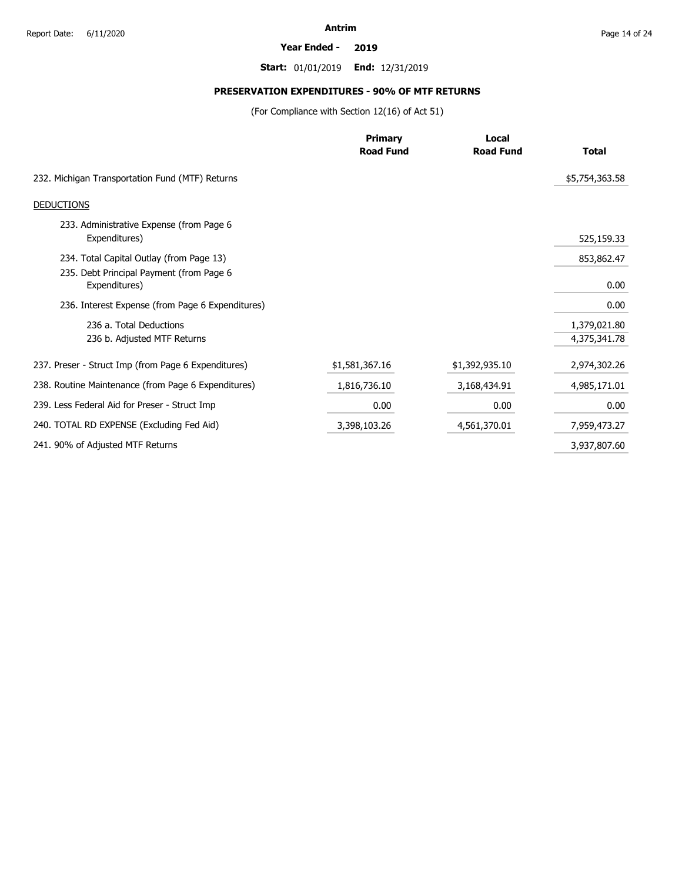**Antrim**

**Year Ended - 2019**

**Start:** 01/01/2019 **End:** 12/31/2019

## PRESERVATION EXPENDITURES - 90% OF MTF RETURNS

(For Compliance with Section 12(16) of Act 51)

| | Primary Road Fund | Local Road Fund | Total |
|---|---|---|---|
| 232. Michigan Transportation Fund (MTF) Returns | | | $5,754,363.58 |
| DEDUCTIONS | | | |
| 233. Administrative Expense (from Page 6 Expenditures) | | | 525,159.33 |
| 234. Total Capital Outlay (from Page 13) | | | 853,862.47 |
| 235. Debt Principal Payment (from Page 6 Expenditures) | | | 0.00 |
| 236. Interest Expense (from Page 6 Expenditures) | | | 0.00 |
| 236 a. Total Deductions | | | 1,379,021.80 |
| 236 b. Adjusted MTF Returns | | | 4,375,341.78 |
| 237. Preser - Struct Imp (from Page 6 Expenditures) | $1,581,367.16 | $1,392,935.10 | 2,974,302.26 |
| 238. Routine Maintenance (from Page 6 Expenditures) | 1,816,736.10 | 3,168,434.91 | 4,985,171.01 |
| 239. Less Federal Aid for Preser - Struct Imp | 0.00 | 0.00 | 0.00 |
| 240. TOTAL RD EXPENSE (Excluding Fed Aid) | 3,398,103.26 | 4,561,370.01 | 7,959,473.27 |
| 241. 90% of Adjusted MTF Returns | | | 3,937,807.60 |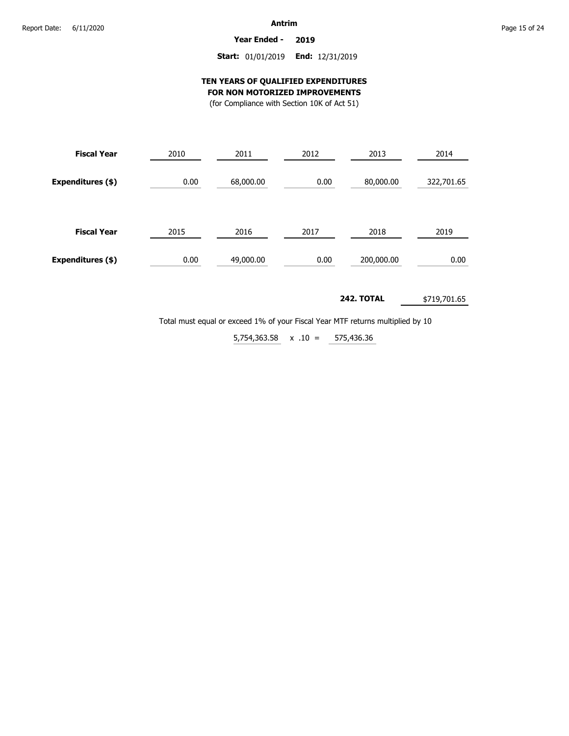**Antrim**

**Year Ended - 2019**

**Start:** 01/01/2019 **End:** 12/31/2019

## TEN YEARS OF QUALIFIED EXPENDITURES FOR NON MOTORIZED IMPROVEMENTS

(for Compliance with Section 10K of Act 51)

| **Fiscal Year** | 2010 | 2011 | 2012 | 2013 | 2014 |
|---|---|---|---|---|---|
| **Expenditures ($)** | 0.00 | 68,000.00 | 0.00 | 80,000.00 | 322,701.65 |

| **Fiscal Year** | 2015 | 2016 | 2017 | 2018 | 2019 |
|---|---|---|---|---|---|
| **Expenditures ($)** | 0.00 | 49,000.00 | 0.00 | 200,000.00 | 0.00 |

**242. TOTAL** $719,701.65

Total must equal or exceed 1% of your Fiscal Year MTF returns multiplied by 10

5,754,363.58 x .10 = 575,436.36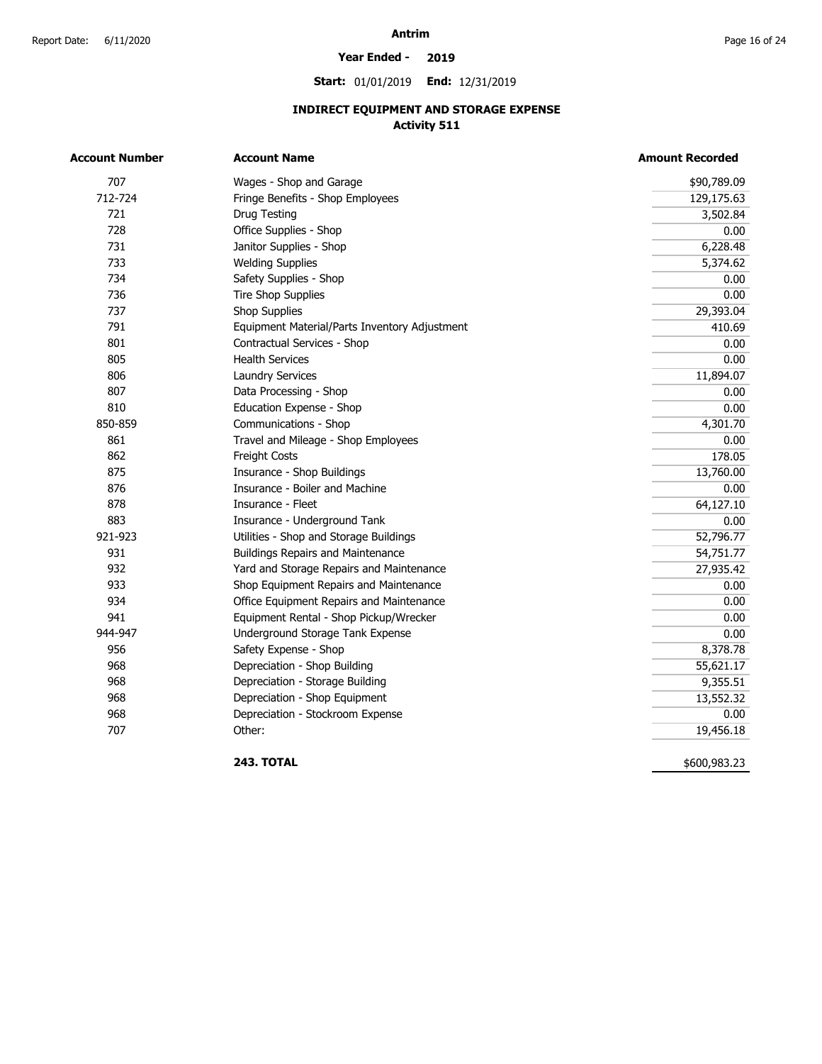# Antrim

**Year Ended - 2019**

**Start:** 01/01/2019 **End:** 12/31/2019

## INDIRECT EQUIPMENT AND STORAGE EXPENSE
### Activity 511

| Account Number | Account Name | Amount Recorded |
|---|---|---|
| 707 | Wages - Shop and Garage | $90,789.09 |
| 712-724 | Fringe Benefits - Shop Employees | 129,175.63 |
| 721 | Drug Testing | 3,502.84 |
| 728 | Office Supplies - Shop | 0.00 |
| 731 | Janitor Supplies - Shop | 6,228.48 |
| 733 | Welding Supplies | 5,374.62 |
| 734 | Safety Supplies - Shop | 0.00 |
| 736 | Tire Shop Supplies | 0.00 |
| 737 | Shop Supplies | 29,393.04 |
| 791 | Equipment Material/Parts Inventory Adjustment | 410.69 |
| 801 | Contractual Services - Shop | 0.00 |
| 805 | Health Services | 0.00 |
| 806 | Laundry Services | 11,894.07 |
| 807 | Data Processing - Shop | 0.00 |
| 810 | Education Expense - Shop | 0.00 |
| 850-859 | Communications - Shop | 4,301.70 |
| 861 | Travel and Mileage - Shop Employees | 0.00 |
| 862 | Freight Costs | 178.05 |
| 875 | Insurance - Shop Buildings | 13,760.00 |
| 876 | Insurance - Boiler and Machine | 0.00 |
| 878 | Insurance - Fleet | 64,127.10 |
| 883 | Insurance - Underground Tank | 0.00 |
| 921-923 | Utilities - Shop and Storage Buildings | 52,796.77 |
| 931 | Buildings Repairs and Maintenance | 54,751.77 |
| 932 | Yard and Storage Repairs and Maintenance | 27,935.42 |
| 933 | Shop Equipment Repairs and Maintenance | 0.00 |
| 934 | Office Equipment Repairs and Maintenance | 0.00 |
| 941 | Equipment Rental - Shop Pickup/Wrecker | 0.00 |
| 944-947 | Underground Storage Tank Expense | 0.00 |
| 956 | Safety Expense - Shop | 8,378.78 |
| 968 | Depreciation - Shop Building | 55,621.17 |
| 968 | Depreciation - Storage Building | 9,355.51 |
| 968 | Depreciation - Shop Equipment | 13,552.32 |
| 968 | Depreciation - Stockroom Expense | 0.00 |
| 707 | Other: | 19,456.18 |
| | **243. TOTAL** | $600,983.23 |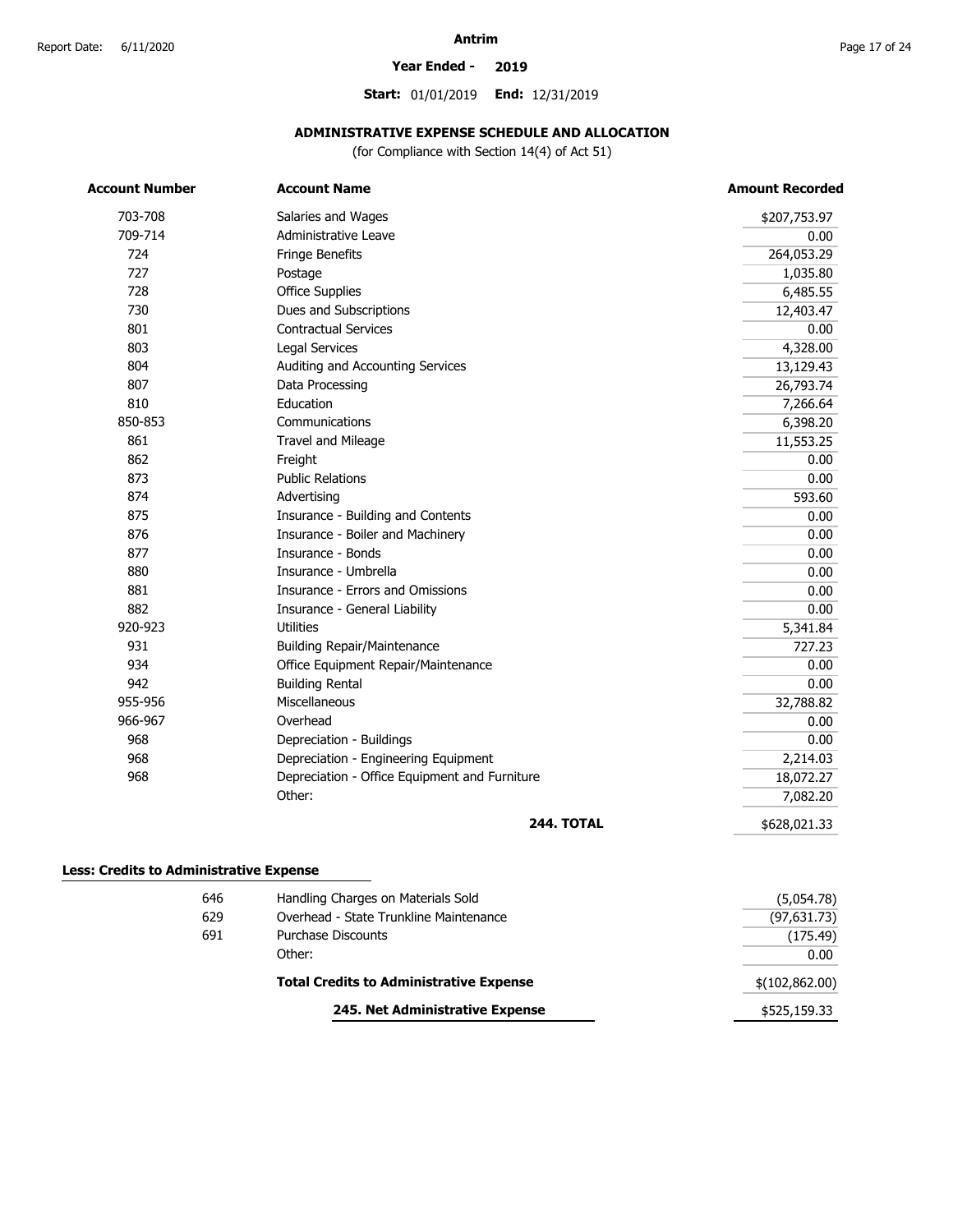**Antrim**

**Year Ended - 2019**

**Start:** 01/01/2019 **End:** 12/31/2019

## ADMINISTRATIVE EXPENSE SCHEDULE AND ALLOCATION

(for Compliance with Section 14(4) of Act 51)

| Account Number | Account Name | Amount Recorded |
|---|---|---|
| 703-708 | Salaries and Wages | $207,753.97 |
| 709-714 | Administrative Leave | 0.00 |
| 724 | Fringe Benefits | 264,053.29 |
| 727 | Postage | 1,035.80 |
| 728 | Office Supplies | 6,485.55 |
| 730 | Dues and Subscriptions | 12,403.47 |
| 801 | Contractual Services | 0.00 |
| 803 | Legal Services | 4,328.00 |
| 804 | Auditing and Accounting Services | 13,129.43 |
| 807 | Data Processing | 26,793.74 |
| 810 | Education | 7,266.64 |
| 850-853 | Communications | 6,398.20 |
| 861 | Travel and Mileage | 11,553.25 |
| 862 | Freight | 0.00 |
| 873 | Public Relations | 0.00 |
| 874 | Advertising | 593.60 |
| 875 | Insurance - Building and Contents | 0.00 |
| 876 | Insurance - Boiler and Machinery | 0.00 |
| 877 | Insurance - Bonds | 0.00 |
| 880 | Insurance - Umbrella | 0.00 |
| 881 | Insurance - Errors and Omissions | 0.00 |
| 882 | Insurance - General Liability | 0.00 |
| 920-923 | Utilities | 5,341.84 |
| 931 | Building Repair/Maintenance | 727.23 |
| 934 | Office Equipment Repair/Maintenance | 0.00 |
| 942 | Building Rental | 0.00 |
| 955-956 | Miscellaneous | 32,788.82 |
| 966-967 | Overhead | 0.00 |
| 968 | Depreciation - Buildings | 0.00 |
| 968 | Depreciation - Engineering Equipment | 2,214.03 |
| 968 | Depreciation - Office Equipment and Furniture | 18,072.27 |
| | Other: | 7,082.20 |
| | **244. TOTAL** | $628,021.33 |

**Less: Credits to Administrative Expense**

| Account Number | Account Name | Amount Recorded |
|---|---|---|
| 646 | Handling Charges on Materials Sold | (5,054.78) |
| 629 | Overhead - State Trunkline Maintenance | (97,631.73) |
| 691 | Purchase Discounts | (175.49) |
| | Other: | 0.00 |
| | **Total Credits to Administrative Expense** | $(102,862.00) |
| | **245. Net Administrative Expense** | $525,159.33 |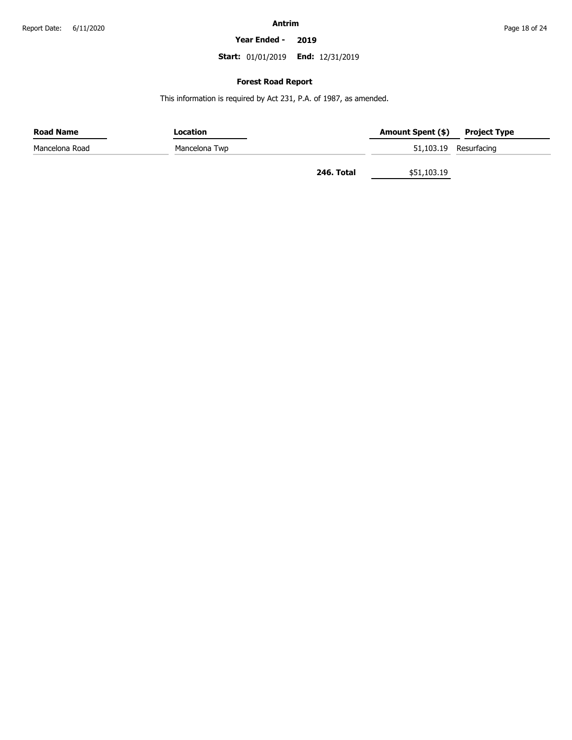**Antrim**

**Year Ended - 2019**

**Start:** 01/01/2019 **End:** 12/31/2019

Report Date: 6/11/2020

## Forest Road Report

This information is required by Act 231, P.A. of 1987, as amended.

| Road Name | Location | Amount Spent ($) | Project Type |
|---|---|---|---|
| Mancelona Road | Mancelona Twp | 51,103.19 | Resurfacing |
| | **246. Total** | $51,103.19 | |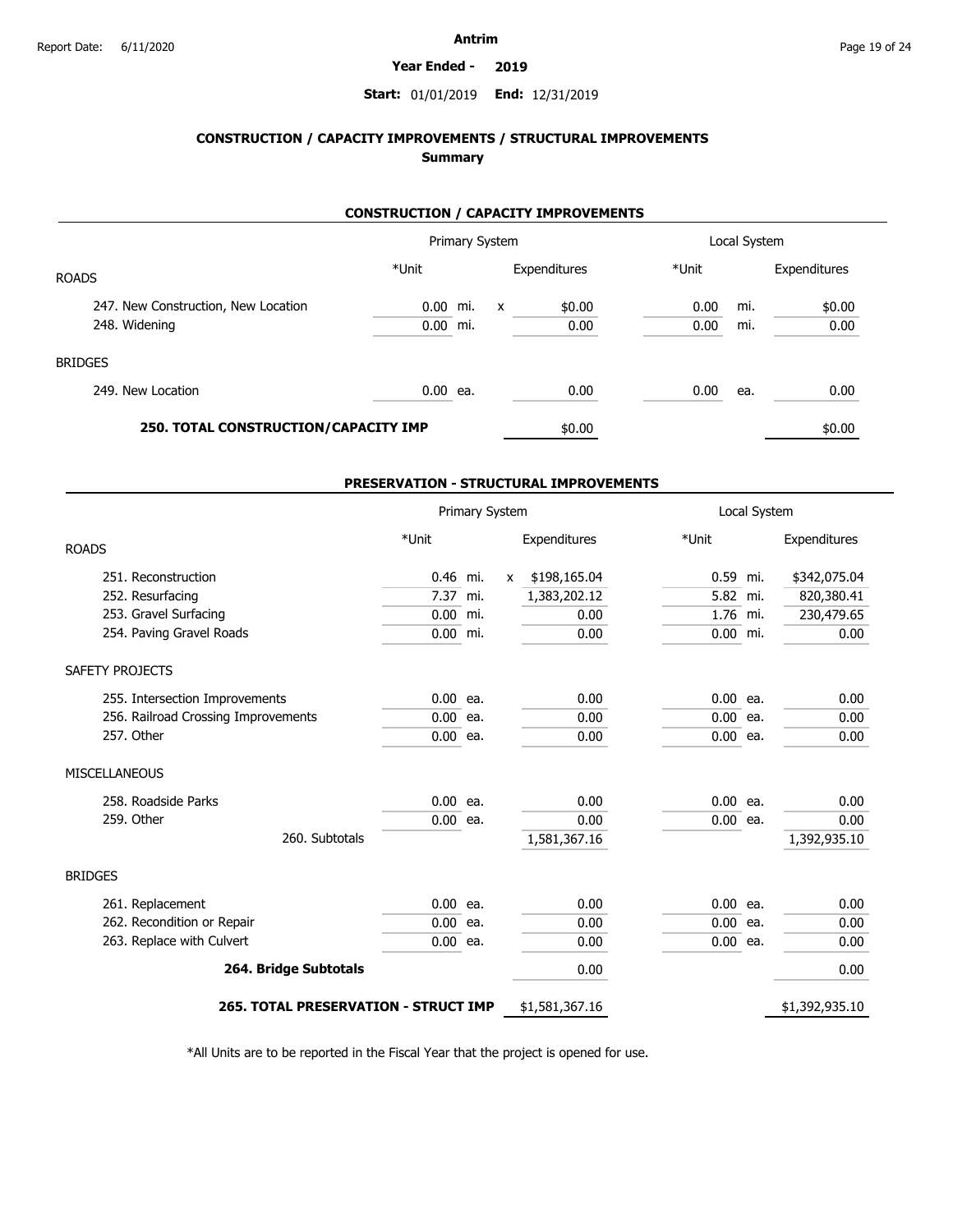Antrim

**Year Ended - 2019**

**Start:** 01/01/2019 **End:** 12/31/2019

## CONSTRUCTION / CAPACITY IMPROVEMENTS / STRUCTURAL IMPROVEMENTS
### Summary

### CONSTRUCTION / CAPACITY IMPROVEMENTS

| | Primary System | | | | Local System | | |
|---|---|---|---|---|---|---|---|
| ROADS | *Unit | | | Expenditures | *Unit | | Expenditures |
| 247. New Construction, New Location | 0.00 | mi. | x | $0.00 | 0.00 | mi. | $0.00 |
| 248. Widening | 0.00 | mi. | | 0.00 | 0.00 | mi. | 0.00 |
| BRIDGES | | | | | | | |
| 249. New Location | 0.00 | ea. | | 0.00 | 0.00 | ea. | 0.00 |
| **250. TOTAL CONSTRUCTION/CAPACITY IMP** | | | | $0.00 | | | $0.00 |

### PRESERVATION - STRUCTURAL IMPROVEMENTS

| | Primary System | | | | Local System | | |
|---|---|---|---|---|---|---|---|
| ROADS | *Unit | | | Expenditures | *Unit | | Expenditures |
| 251. Reconstruction | 0.46 | mi. | x | $198,165.04 | 0.59 | mi. | $342,075.04 |
| 252. Resurfacing | 7.37 | mi. | | 1,383,202.12 | 5.82 | mi. | 820,380.41 |
| 253. Gravel Surfacing | 0.00 | mi. | | 0.00 | 1.76 | mi. | 230,479.65 |
| 254. Paving Gravel Roads | 0.00 | mi. | | 0.00 | 0.00 | mi. | 0.00 |
| SAFETY PROJECTS | | | | | | | |
| 255. Intersection Improvements | 0.00 | ea. | | 0.00 | 0.00 | ea. | 0.00 |
| 256. Railroad Crossing Improvements | 0.00 | ea. | | 0.00 | 0.00 | ea. | 0.00 |
| 257. Other | 0.00 | ea. | | 0.00 | 0.00 | ea. | 0.00 |
| MISCELLANEOUS | | | | | | | |
| 258. Roadside Parks | 0.00 | ea. | | 0.00 | 0.00 | ea. | 0.00 |
| 259. Other | 0.00 | ea. | | 0.00 | 0.00 | ea. | 0.00 |
| 260. Subtotals | | | | 1,581,367.16 | | | 1,392,935.10 |
| BRIDGES | | | | | | | |
| 261. Replacement | 0.00 | ea. | | 0.00 | 0.00 | ea. | 0.00 |
| 262. Recondition or Repair | 0.00 | ea. | | 0.00 | 0.00 | ea. | 0.00 |
| 263. Replace with Culvert | 0.00 | ea. | | 0.00 | 0.00 | ea. | 0.00 |
| **264. Bridge Subtotals** | | | | 0.00 | | | 0.00 |
| **265. TOTAL PRESERVATION - STRUCT IMP** | | | | $1,581,367.16 | | | $1,392,935.10 |

*All Units are to be reported in the Fiscal Year that the project is opened for use.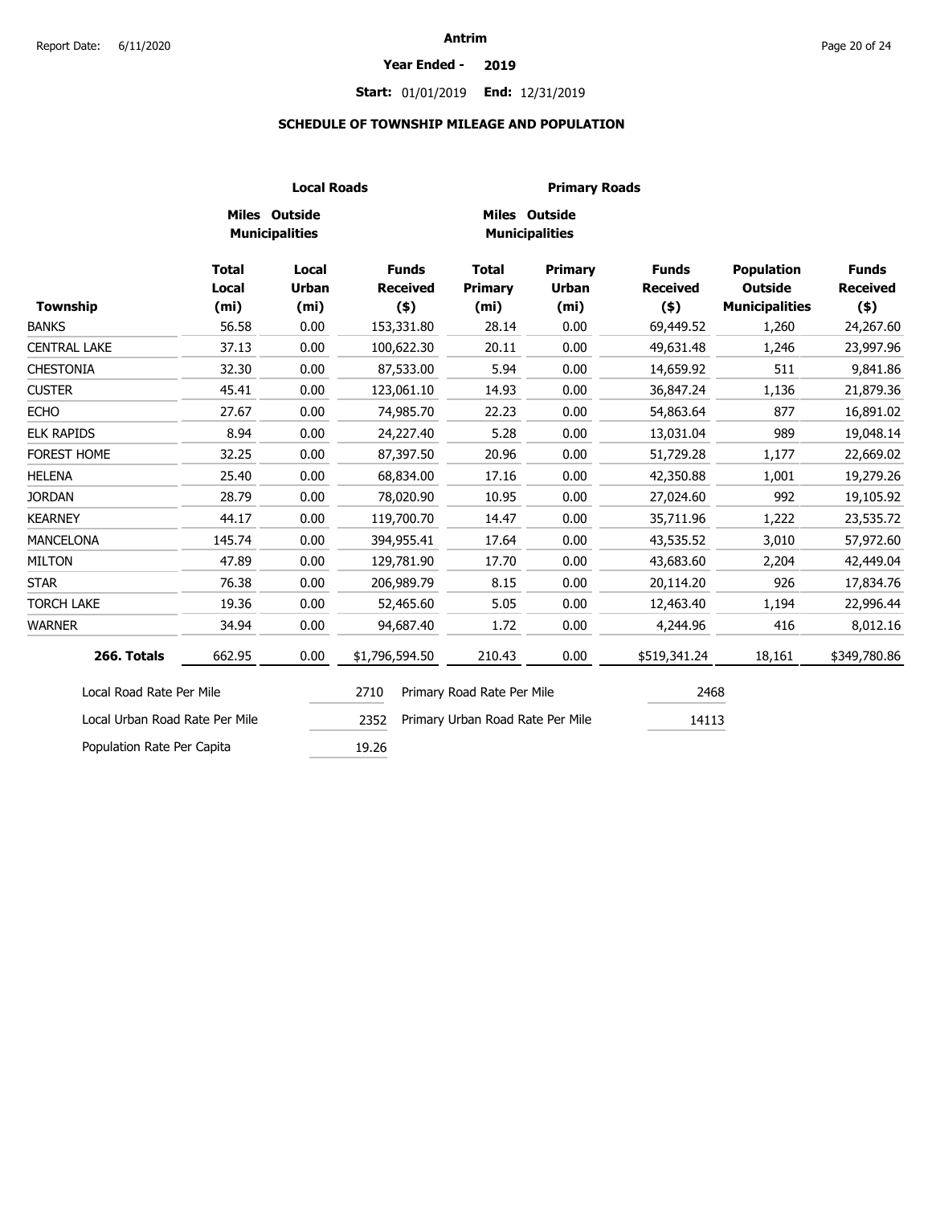**Antrim**

**Year Ended - 2019**

**Start:** 01/01/2019 **End:** 12/31/2019

## SCHEDULE OF TOWNSHIP MILEAGE AND POPULATION

| | Local Roads | | | Primary Roads | | | | |
|---|---|---|---|---|---|---|---|---|
| | Miles Outside Municipalities | | | Miles Outside Municipalities | | | | |
| **Township** | **Total Local (mi)** | **Local Urban (mi)** | **Funds Received ($)** | **Total Primary (mi)** | **Primary Urban (mi)** | **Funds Received ($)** | **Population Outside Municipalities** | **Funds Received ($)** |
| BANKS | 56.58 | 0.00 | 153,331.80 | 28.14 | 0.00 | 69,449.52 | 1,260 | 24,267.60 |
| CENTRAL LAKE | 37.13 | 0.00 | 100,622.30 | 20.11 | 0.00 | 49,631.48 | 1,246 | 23,997.96 |
| CHESTONIA | 32.30 | 0.00 | 87,533.00 | 5.94 | 0.00 | 14,659.92 | 511 | 9,841.86 |
| CUSTER | 45.41 | 0.00 | 123,061.10 | 14.93 | 0.00 | 36,847.24 | 1,136 | 21,879.36 |
| ECHO | 27.67 | 0.00 | 74,985.70 | 22.23 | 0.00 | 54,863.64 | 877 | 16,891.02 |
| ELK RAPIDS | 8.94 | 0.00 | 24,227.40 | 5.28 | 0.00 | 13,031.04 | 989 | 19,048.14 |
| FOREST HOME | 32.25 | 0.00 | 87,397.50 | 20.96 | 0.00 | 51,729.28 | 1,177 | 22,669.02 |
| HELENA | 25.40 | 0.00 | 68,834.00 | 17.16 | 0.00 | 42,350.88 | 1,001 | 19,279.26 |
| JORDAN | 28.79 | 0.00 | 78,020.90 | 10.95 | 0.00 | 27,024.60 | 992 | 19,105.92 |
| KEARNEY | 44.17 | 0.00 | 119,700.70 | 14.47 | 0.00 | 35,711.96 | 1,222 | 23,535.72 |
| MANCELONA | 145.74 | 0.00 | 394,955.41 | 17.64 | 0.00 | 43,535.52 | 3,010 | 57,972.60 |
| MILTON | 47.89 | 0.00 | 129,781.90 | 17.70 | 0.00 | 43,683.60 | 2,204 | 42,449.04 |
| STAR | 76.38 | 0.00 | 206,989.79 | 8.15 | 0.00 | 20,114.20 | 926 | 17,834.76 |
| TORCH LAKE | 19.36 | 0.00 | 52,465.60 | 5.05 | 0.00 | 12,463.40 | 1,194 | 22,996.44 |
| WARNER | 34.94 | 0.00 | 94,687.40 | 1.72 | 0.00 | 4,244.96 | 416 | 8,012.16 |
| **266. Totals** | 662.95 | 0.00 | $1,796,594.50 | 210.43 | 0.00 | $519,341.24 | 18,161 | $349,780.86 |

| | | | |
|---|---|---|---|
| Local Road Rate Per Mile | 2710 | Primary Road Rate Per Mile | 2468 |
| Local Urban Road Rate Per Mile | 2352 | Primary Urban Road Rate Per Mile | 14113 |
| Population Rate Per Capita | 19.26 | | |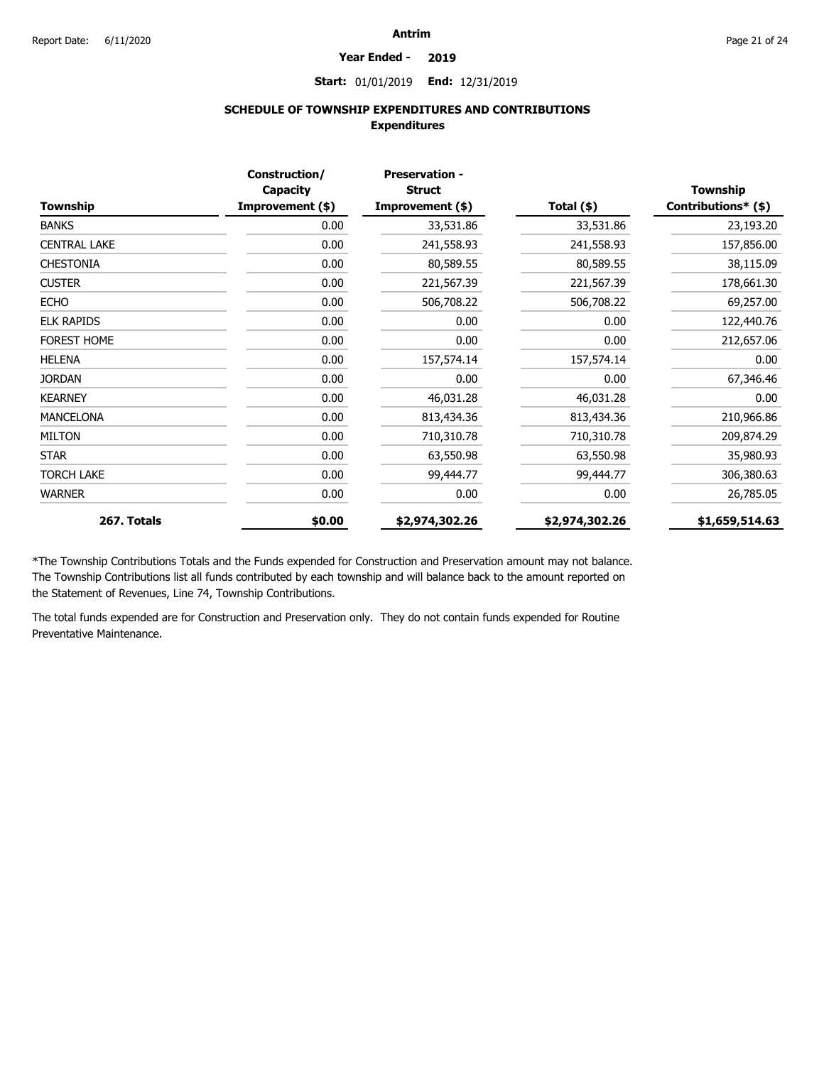Antrim

**Year Ended - 2019**

**Start:** 01/01/2019 **End:** 12/31/2019

## SCHEDULE OF TOWNSHIP EXPENDITURES AND CONTRIBUTIONS

### Expenditures

| Township | Construction/ Capacity Improvement ($) | Preservation - Struct Improvement ($) | Total ($) | Township Contributions* ($) |
|---|---|---|---|---|
| BANKS | 0.00 | 33,531.86 | 33,531.86 | 23,193.20 |
| CENTRAL LAKE | 0.00 | 241,558.93 | 241,558.93 | 157,856.00 |
| CHESTONIA | 0.00 | 80,589.55 | 80,589.55 | 38,115.09 |
| CUSTER | 0.00 | 221,567.39 | 221,567.39 | 178,661.30 |
| ECHO | 0.00 | 506,708.22 | 506,708.22 | 69,257.00 |
| ELK RAPIDS | 0.00 | 0.00 | 0.00 | 122,440.76 |
| FOREST HOME | 0.00 | 0.00 | 0.00 | 212,657.06 |
| HELENA | 0.00 | 157,574.14 | 157,574.14 | 0.00 |
| JORDAN | 0.00 | 0.00 | 0.00 | 67,346.46 |
| KEARNEY | 0.00 | 46,031.28 | 46,031.28 | 0.00 |
| MANCELONA | 0.00 | 813,434.36 | 813,434.36 | 210,966.86 |
| MILTON | 0.00 | 710,310.78 | 710,310.78 | 209,874.29 |
| STAR | 0.00 | 63,550.98 | 63,550.98 | 35,980.93 |
| TORCH LAKE | 0.00 | 99,444.77 | 99,444.77 | 306,380.63 |
| WARNER | 0.00 | 0.00 | 0.00 | 26,785.05 |
| **267. Totals** | **$0.00** | **$2,974,302.26** | **$2,974,302.26** | **$1,659,514.63** |

*The Township Contributions Totals and the Funds expended for Construction and Preservation amount may not balance. The Township Contributions list all funds contributed by each township and will balance back to the amount reported on the Statement of Revenues, Line 74, Township Contributions.

The total funds expended are for Construction and Preservation only. They do not contain funds expended for Routine Preventative Maintenance.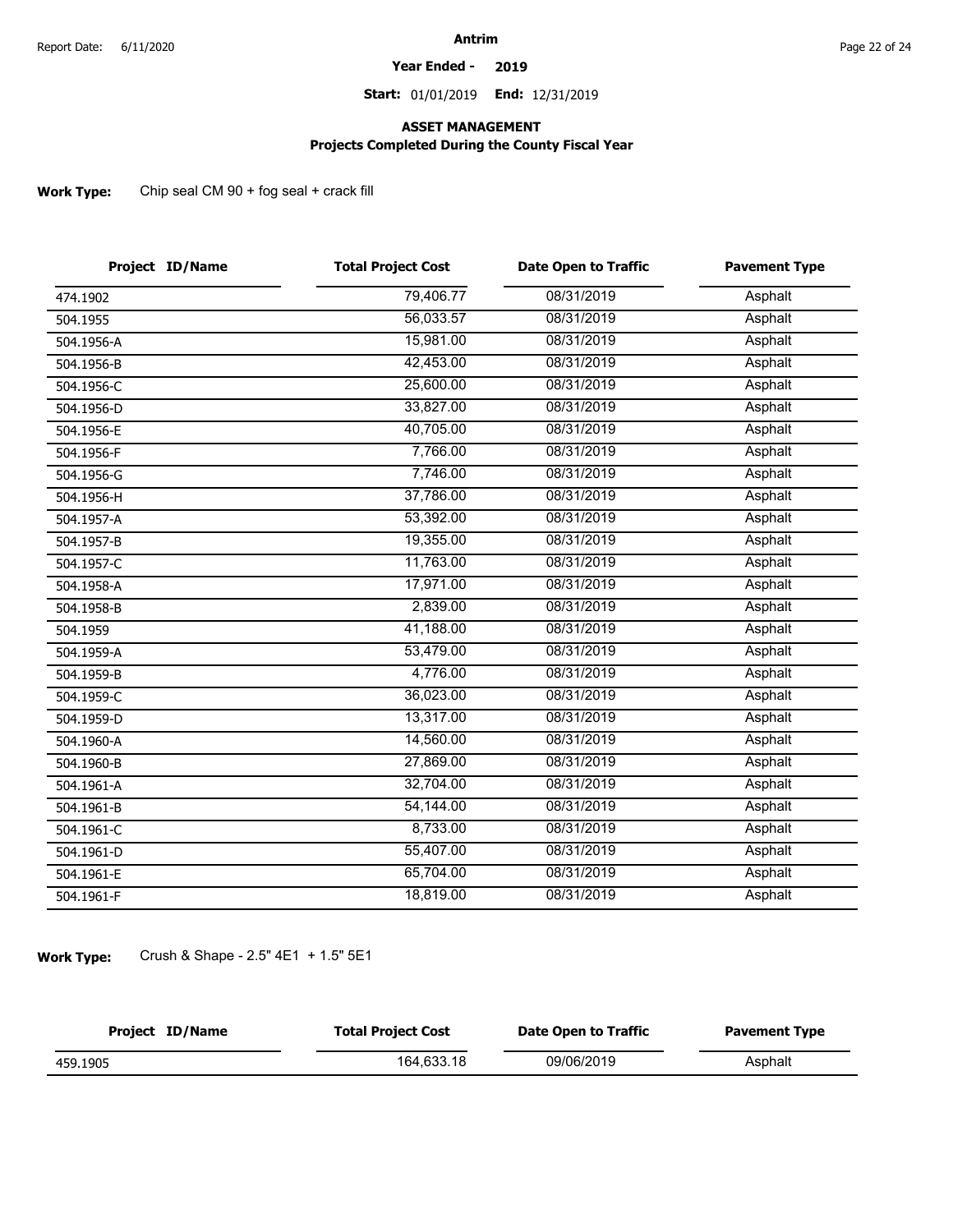**Antrim**

**Year Ended - 2019**

**Start:** 01/01/2019 **End:** 12/31/2019

## ASSET MANAGEMENT

### Projects Completed During the County Fiscal Year

**Work Type:** Chip seal CM 90 + fog seal + crack fill

| Project ID/Name | Total Project Cost | Date Open to Traffic | Pavement Type |
|---|---|---|---|
| 474.1902 | 79,406.77 | 08/31/2019 | Asphalt |
| 504.1955 | 56,033.57 | 08/31/2019 | Asphalt |
| 504.1956-A | 15,981.00 | 08/31/2019 | Asphalt |
| 504.1956-B | 42,453.00 | 08/31/2019 | Asphalt |
| 504.1956-C | 25,600.00 | 08/31/2019 | Asphalt |
| 504.1956-D | 33,827.00 | 08/31/2019 | Asphalt |
| 504.1956-E | 40,705.00 | 08/31/2019 | Asphalt |
| 504.1956-F | 7,766.00 | 08/31/2019 | Asphalt |
| 504.1956-G | 7,746.00 | 08/31/2019 | Asphalt |
| 504.1956-H | 37,786.00 | 08/31/2019 | Asphalt |
| 504.1957-A | 53,392.00 | 08/31/2019 | Asphalt |
| 504.1957-B | 19,355.00 | 08/31/2019 | Asphalt |
| 504.1957-C | 11,763.00 | 08/31/2019 | Asphalt |
| 504.1958-A | 17,971.00 | 08/31/2019 | Asphalt |
| 504.1958-B | 2,839.00 | 08/31/2019 | Asphalt |
| 504.1959 | 41,188.00 | 08/31/2019 | Asphalt |
| 504.1959-A | 53,479.00 | 08/31/2019 | Asphalt |
| 504.1959-B | 4,776.00 | 08/31/2019 | Asphalt |
| 504.1959-C | 36,023.00 | 08/31/2019 | Asphalt |
| 504.1959-D | 13,317.00 | 08/31/2019 | Asphalt |
| 504.1960-A | 14,560.00 | 08/31/2019 | Asphalt |
| 504.1960-B | 27,869.00 | 08/31/2019 | Asphalt |
| 504.1961-A | 32,704.00 | 08/31/2019 | Asphalt |
| 504.1961-B | 54,144.00 | 08/31/2019 | Asphalt |
| 504.1961-C | 8,733.00 | 08/31/2019 | Asphalt |
| 504.1961-D | 55,407.00 | 08/31/2019 | Asphalt |
| 504.1961-E | 65,704.00 | 08/31/2019 | Asphalt |
| 504.1961-F | 18,819.00 | 08/31/2019 | Asphalt |

**Work Type:** Crush & Shape - 2.5" 4E1 + 1.5" 5E1

| Project ID/Name | Total Project Cost | Date Open to Traffic | Pavement Type |
|---|---|---|---|
| 459.1905 | 164,633.18 | 09/06/2019 | Asphalt |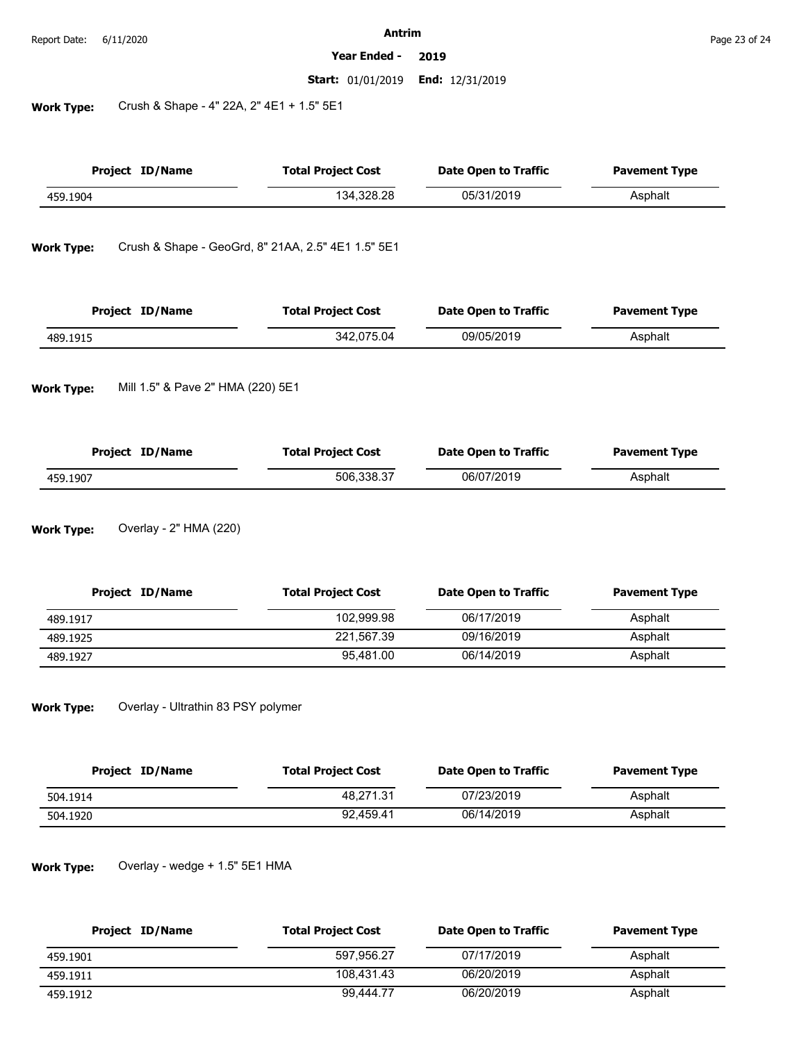**Report Date:** 6/11/2020

**Antrim**

**Year Ended - 2019**

**Start:** 01/01/2019 **End:** 12/31/2019

**Work Type:** Crush & Shape - 4" 22A, 2" 4E1 + 1.5" 5E1

| Project ID/Name | Total Project Cost | Date Open to Traffic | Pavement Type |
|---|---|---|---|
| 459.1904 | 134,328.28 | 05/31/2019 | Asphalt |

**Work Type:** Crush & Shape - GeoGrd, 8" 21AA, 2.5" 4E1 1.5" 5E1

| Project ID/Name | Total Project Cost | Date Open to Traffic | Pavement Type |
|---|---|---|---|
| 489.1915 | 342,075.04 | 09/05/2019 | Asphalt |

**Work Type:** Mill 1.5" & Pave 2" HMA (220) 5E1

| Project ID/Name | Total Project Cost | Date Open to Traffic | Pavement Type |
|---|---|---|---|
| 459.1907 | 506,338.37 | 06/07/2019 | Asphalt |

**Work Type:** Overlay - 2" HMA (220)

| Project ID/Name | Total Project Cost | Date Open to Traffic | Pavement Type |
|---|---|---|---|
| 489.1917 | 102,999.98 | 06/17/2019 | Asphalt |
| 489.1925 | 221,567.39 | 09/16/2019 | Asphalt |
| 489.1927 | 95,481.00 | 06/14/2019 | Asphalt |

**Work Type:** Overlay - Ultrathin 83 PSY polymer

| Project ID/Name | Total Project Cost | Date Open to Traffic | Pavement Type |
|---|---|---|---|
| 504.1914 | 48,271.31 | 07/23/2019 | Asphalt |
| 504.1920 | 92,459.41 | 06/14/2019 | Asphalt |

**Work Type:** Overlay - wedge + 1.5" 5E1 HMA

| Project ID/Name | Total Project Cost | Date Open to Traffic | Pavement Type |
|---|---|---|---|
| 459.1901 | 597,956.27 | 07/17/2019 | Asphalt |
| 459.1911 | 108,431.43 | 06/20/2019 | Asphalt |
| 459.1912 | 99,444.77 | 06/20/2019 | Asphalt |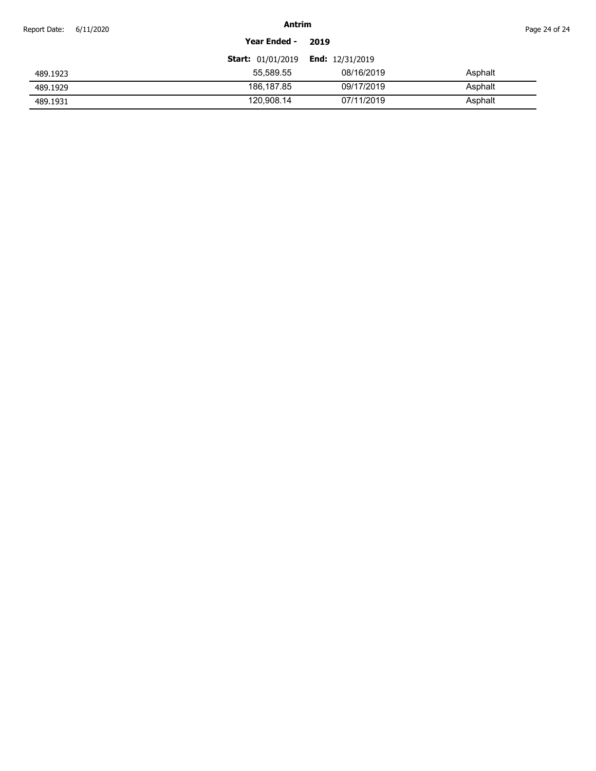**Antrim**

**Year Ended - 2019**

**Start:** 01/01/2019 **End:** 12/31/2019

| | | | |
|---|---|---|---|
| 489.1923 | 55,589.55 | 08/16/2019 | Asphalt |
| 489.1929 | 186,187.85 | 09/17/2019 | Asphalt |
| 489.1931 | 120,908.14 | 07/11/2019 | Asphalt |